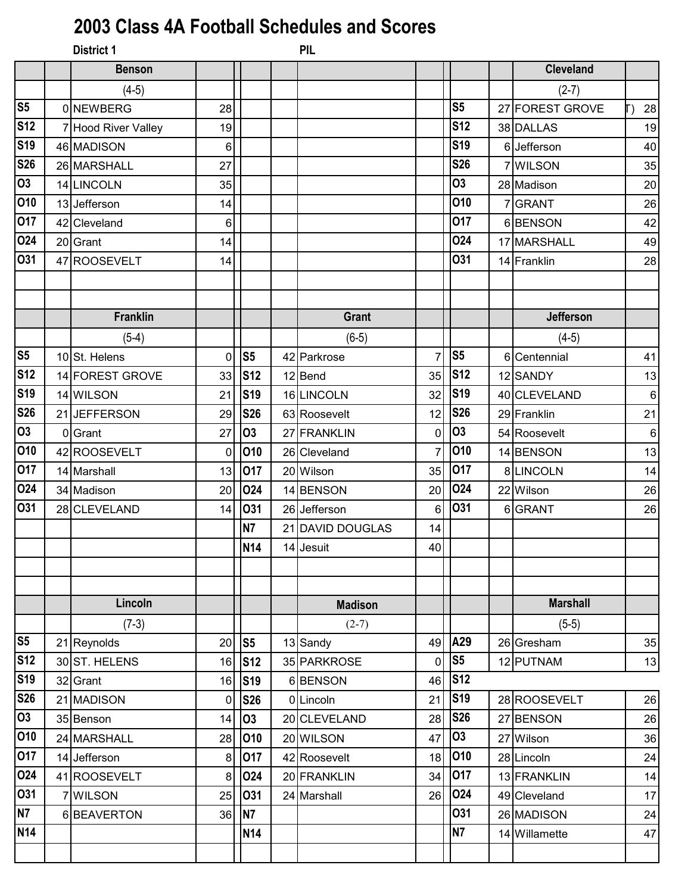# 2003 Class 4A Football Schedules and Scores

**District 1** **PIL**

### Benson (4-5)

| Date | Score | Opponent | Opp Score |
|---|---|---|---|
| S5 | 0 | NEWBERG | 28 |
| S12 | 7 | Hood River Valley | 19 |
| S19 | 46 | MADISON | 6 |
| S26 | 26 | MARSHALL | 27 |
| O3 | 14 | LINCOLN | 35 |
| O10 | 13 | Jefferson | 14 |
| O17 | 42 | Cleveland | 6 |
| O24 | 20 | Grant | 14 |
| O31 | 47 | ROOSEVELT | 14 |

### Cleveland (2-7)

| Date | Score | Opponent | Opp Score |
|---|---|---|---|
| S5 | 27 | FOREST GROVE (OT) | 28 |
| S12 | 38 | DALLAS | 19 |
| S19 | 6 | Jefferson | 40 |
| S26 | 7 | WILSON | 35 |
| O3 | 28 | Madison | 20 |
| O10 | 7 | GRANT | 26 |
| O17 | 6 | BENSON | 42 |
| O24 | 17 | MARSHALL | 49 |
| O31 | 14 | Franklin | 28 |

### Franklin (5-4)

| Date | Score | Opponent | Opp Score |
|---|---|---|---|
| S5 | 10 | St. Helens | 0 |
| S12 | 14 | FOREST GROVE | 33 |
| S19 | 14 | WILSON | 21 |
| S26 | 21 | JEFFERSON | 29 |
| O3 | 0 | Grant | 27 |
| O10 | 42 | ROOSEVELT | 0 |
| O17 | 14 | Marshall | 13 |
| O24 | 34 | Madison | 20 |
| O31 | 28 | CLEVELAND | 14 |

### Grant (6-5)

| Date | Score | Opponent | Opp Score |
|---|---|---|---|
| S5 | 42 | Parkrose | 7 |
| S12 | 12 | Bend | 35 |
| S19 | 16 | LINCOLN | 32 |
| S26 | 63 | Roosevelt | 12 |
| O3 | 27 | FRANKLIN | 0 |
| O10 | 26 | Cleveland | 7 |
| O17 | 20 | Wilson | 35 |
| O24 | 14 | BENSON | 20 |
| O31 | 26 | Jefferson | 6 |
| N7 | 21 | DAVID DOUGLAS | 14 |
| N14 | 14 | Jesuit | 40 |

### Jefferson (4-5)

| Date | Score | Opponent | Opp Score |
|---|---|---|---|
| S5 | 6 | Centennial | 41 |
| S12 | 12 | SANDY | 13 |
| S19 | 40 | CLEVELAND | 6 |
| S26 | 29 | Franklin | 21 |
| O3 | 54 | Roosevelt | 6 |
| O10 | 14 | BENSON | 13 |
| O17 | 8 | LINCOLN | 14 |
| O24 | 22 | Wilson | 26 |
| O31 | 6 | GRANT | 26 |

### Lincoln (7-3)

| Date | Score | Opponent | Opp Score |
|---|---|---|---|
| S5 | 21 | Reynolds | 20 |
| S12 | 30 | ST. HELENS | 16 |
| S19 | 32 | Grant | 16 |
| S26 | 21 | MADISON | 0 |
| O3 | 35 | Benson | 14 |
| O10 | 24 | MARSHALL | 28 |
| O17 | 14 | Jefferson | 8 |
| O24 | 41 | ROOSEVELT | 8 |
| O31 | 7 | WILSON | 25 |
| N7 | 6 | BEAVERTON | 36 |
| N14 | | | |

### Madison (2-7)

| Date | Score | Opponent | Opp Score |
|---|---|---|---|
| S5 | 13 | Sandy | 49 |
| S12 | 35 | PARKROSE | 0 |
| S19 | 6 | BENSON | 46 |
| S26 | 0 | Lincoln | 21 |
| O3 | 20 | CLEVELAND | 28 |
| O10 | 20 | WILSON | 47 |
| O17 | 42 | Roosevelt | 18 |
| O24 | 20 | FRANKLIN | 34 |
| O31 | 24 | Marshall | 26 |
| N7 | | | |
| N14 | | | |

### Marshall (5-5)

| Date | Score | Opponent | Opp Score |
|---|---|---|---|
| A29 | 26 | Gresham | 35 |
| S5 | 12 | PUTNAM | 13 |
| S12 | | | |
| S19 | 28 | ROOSEVELT | 26 |
| S26 | 27 | BENSON | 26 |
| O3 | 27 | Wilson | 36 |
| O10 | 28 | Lincoln | 24 |
| O17 | 13 | FRANKLIN | 14 |
| O24 | 49 | Cleveland | 17 |
| O31 | 26 | MADISON | 24 |
| N7 | 14 | Willamette | 47 |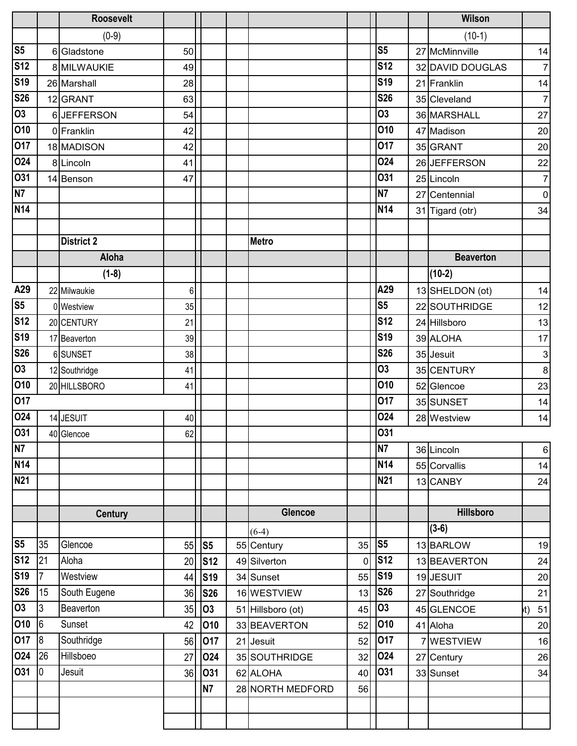## Roosevelt

(0-9)

| Date | Score | Opponent | Score |
|---|---|---|---|
| S5 | 6 | Gladstone | 50 |
| S12 | 8 | MILWAUKIE | 49 |
| S19 | 26 | Marshall | 28 |
| S26 | 12 | GRANT | 63 |
| O3 | 6 | JEFFERSON | 54 |
| O10 | 0 | Franklin | 42 |
| O17 | 18 | MADISON | 42 |
| O24 | 8 | Lincoln | 41 |
| O31 | 14 | Benson | 47 |
| N7 | | | |
| N14 | | | |

## Wilson

(10-1)

| Date | Score | Opponent | Score |
|---|---|---|---|
| S5 | 27 | McMinnville | 14 |
| S12 | 32 | DAVID DOUGLAS | 7 |
| S19 | 21 | Franklin | 14 |
| S26 | 35 | Cleveland | 7 |
| O3 | 36 | MARSHALL | 27 |
| O10 | 47 | Madison | 20 |
| O17 | 35 | GRANT | 20 |
| O24 | 26 | JEFFERSON | 22 |
| O31 | 25 | Lincoln | 7 |
| N7 | 27 | Centennial | 0 |
| N14 | 31 | Tigard (otr) | 34 |

# District 2

# Metro

## Aloha

(1-8)

| Date | Score | Opponent | Score |
|---|---|---|---|
| A29 | 22 | Milwaukie | 6 |
| S5 | 0 | Westview | 35 |
| S12 | 20 | CENTURY | 21 |
| S19 | 17 | Beaverton | 39 |
| S26 | 6 | SUNSET | 38 |
| O3 | 12 | Southridge | 41 |
| O10 | 20 | HILLSBORO | 41 |
| O17 | | | |
| O24 | 14 | JESUIT | 40 |
| O31 | 40 | Glencoe | 62 |
| N7 | | | |
| N14 | | | |
| N21 | | | |

## Beaverton

(10-2)

| Date | Score | Opponent | Score |
|---|---|---|---|
| A29 | 13 | SHELDON (ot) | 14 |
| S5 | 22 | SOUTHRIDGE | 12 |
| S12 | 24 | Hillsboro | 13 |
| S19 | 39 | ALOHA | 17 |
| S26 | 35 | Jesuit | 3 |
| O3 | 35 | CENTURY | 8 |
| O10 | 52 | Glencoe | 23 |
| O17 | 35 | SUNSET | 14 |
| O24 | 28 | Westview | 14 |
| O31 | | | |
| N7 | 36 | Lincoln | 6 |
| N14 | 55 | Corvallis | 14 |
| N21 | 13 | CANBY | 24 |

## Century

| Date | Score | Opponent | Score |
|---|---|---|---|
| S5 | 35 | Glencoe | 55 |
| S12 | 21 | Aloha | 20 |
| S19 | 7 | Westview | 44 |
| S26 | 15 | South Eugene | 36 |
| O3 | 3 | Beaverton | 35 |
| O10 | 6 | Sunset | 42 |
| O17 | 8 | Southridge | 56 |
| O24 | 26 | Hillsboeo | 27 |
| O31 | 0 | Jesuit | 36 |

## Glencoe

(6-4)

| Date | Score | Opponent | Score |
|---|---|---|---|
| S5 | 55 | Century | 35 |
| S12 | 49 | Silverton | 0 |
| S19 | 34 | Sunset | 55 |
| S26 | 16 | WESTVIEW | 13 |
| O3 | 51 | Hillsboro (ot) | 45 |
| O10 | 33 | BEAVERTON | 52 |
| O17 | 21 | Jesuit | 52 |
| O24 | 35 | SOUTHRIDGE | 32 |
| O31 | 62 | ALOHA | 40 |
| N7 | 28 | NORTH MEDFORD | 56 |

## Hillsboro

(3-6)

| Date | Score | Opponent | Score |
|---|---|---|---|
| S5 | 13 | BARLOW | 19 |
| S12 | 13 | BEAVERTON | 24 |
| S19 | 19 | JESUIT | 20 |
| S26 | 27 | Southridge | 21 |
| O3 | 45 | GLENCOE (ot) | 51 |
| O10 | 41 | Aloha | 20 |
| O17 | 7 | WESTVIEW | 16 |
| O24 | 27 | Century | 26 |
| O31 | 33 | Sunset | 34 |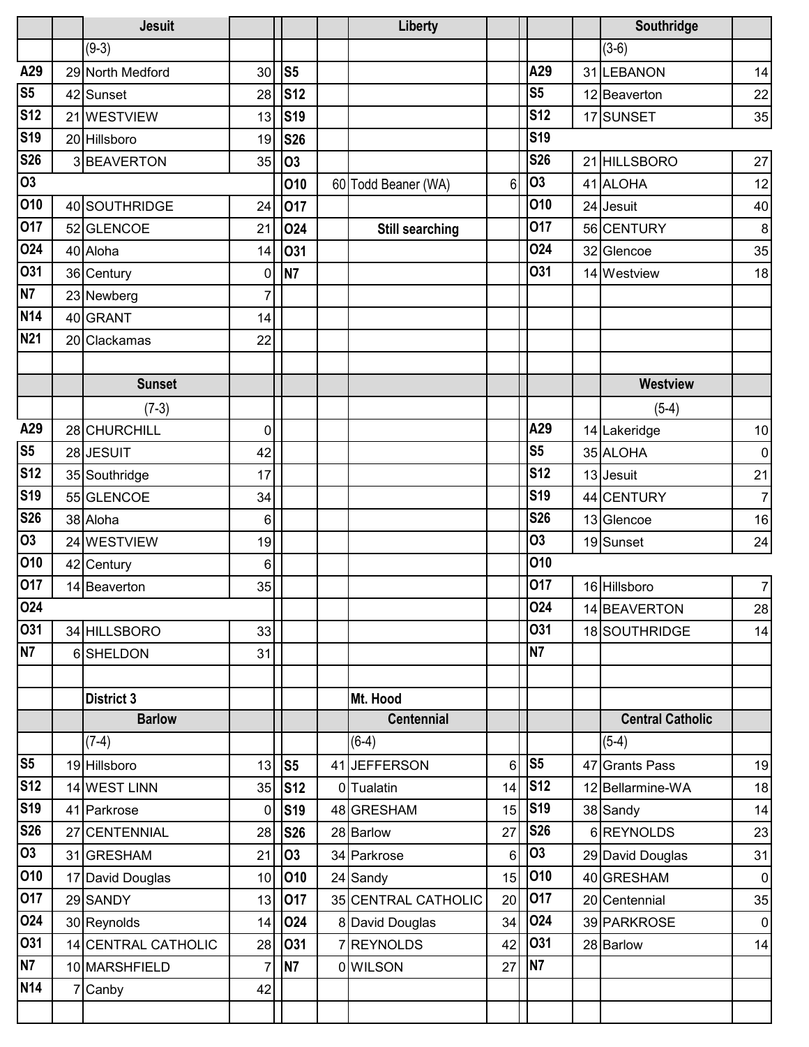## Jesuit

(9-3)

| Date | Score | Opponent | Opp Score |
|---|---|---|---|
| A29 | 29 | North Medford | 30 |
| S5 | 42 | Sunset | 28 |
| S12 | 21 | WESTVIEW | 13 |
| S19 | 20 | Hillsboro | 19 |
| S26 | 3 | BEAVERTON | 35 |
| O3 | | | |
| O10 | 40 | SOUTHRIDGE | 24 |
| O17 | 52 | GLENCOE | 21 |
| O24 | 40 | Aloha | 14 |
| O31 | 36 | Century | 0 |
| N7 | 23 | Newberg | 7 |
| N14 | 40 | GRANT | 14 |
| N21 | 20 | Clackamas | 22 |

## Liberty

| Date | Score | Opponent | Opp Score |
|---|---|---|---|
| S5 | | | |
| S12 | | | |
| S19 | | | |
| S26 | | | |
| O3 | | | |
| O10 | 60 | Todd Beaner (WA) | 6 |
| O17 | | | |
| O24 | | **Still searching** | |
| O31 | | | |
| N7 | | | |

## Southridge

(3-6)

| Date | Score | Opponent | Opp Score |
|---|---|---|---|
| A29 | 31 | LEBANON | 14 |
| S5 | 12 | Beaverton | 22 |
| S12 | 17 | SUNSET | 35 |
| S19 | | | |
| S26 | 21 | HILLSBORO | 27 |
| O3 | 41 | ALOHA | 12 |
| O10 | 24 | Jesuit | 40 |
| O17 | 56 | CENTURY | 8 |
| O24 | 32 | Glencoe | 35 |
| O31 | 14 | Westview | 18 |

## Sunset

(7-3)

| Date | Score | Opponent | Opp Score |
|---|---|---|---|
| A29 | 28 | CHURCHILL | 0 |
| S5 | 28 | JESUIT | 42 |
| S12 | 35 | Southridge | 17 |
| S19 | 55 | GLENCOE | 34 |
| S26 | 38 | Aloha | 6 |
| O3 | 24 | WESTVIEW | 19 |
| O10 | 42 | Century | 6 |
| O17 | 14 | Beaverton | 35 |
| O24 | | | |
| O31 | 34 | HILLSBORO | 33 |
| N7 | 6 | SHELDON | 31 |

## Westview

(5-4)

| Date | Score | Opponent | Opp Score |
|---|---|---|---|
| A29 | 14 | Lakeridge | 10 |
| S5 | 35 | ALOHA | 0 |
| S12 | 13 | Jesuit | 21 |
| S19 | 44 | CENTURY | 7 |
| S26 | 13 | Glencoe | 16 |
| O3 | 19 | Sunset | 24 |
| O10 | | | |
| O17 | 16 | Hillsboro | 7 |
| O24 | 14 | BEAVERTON | 28 |
| O31 | 18 | SOUTHRIDGE | 14 |
| N7 | | | |

**District 3** — **Mt. Hood**

## Barlow

(7-4)

| Date | Score | Opponent | Opp Score |
|---|---|---|---|
| S5 | 19 | Hillsboro | 13 |
| S12 | 14 | WEST LINN | 35 |
| S19 | 41 | Parkrose | 0 |
| S26 | 27 | CENTENNIAL | 28 |
| O3 | 31 | GRESHAM | 21 |
| O10 | 17 | David Douglas | 10 |
| O17 | 29 | SANDY | 13 |
| O24 | 30 | Reynolds | 14 |
| O31 | 14 | CENTRAL CATHOLIC | 28 |
| N7 | 10 | MARSHFIELD | 7 |
| N14 | 7 | Canby | 42 |

## Centennial

(6-4)

| Date | Score | Opponent | Opp Score |
|---|---|---|---|
| S5 | 41 | JEFFERSON | 6 |
| S12 | 0 | Tualatin | 14 |
| S19 | 48 | GRESHAM | 15 |
| S26 | 28 | Barlow | 27 |
| O3 | 34 | Parkrose | 6 |
| O10 | 24 | Sandy | 15 |
| O17 | 35 | CENTRAL CATHOLIC | 20 |
| O24 | 8 | David Douglas | 34 |
| O31 | 7 | REYNOLDS | 42 |
| N7 | 0 | WILSON | 27 |

## Central Catholic

(5-4)

| Date | Score | Opponent | Opp Score |
|---|---|---|---|
| S5 | 47 | Grants Pass | 19 |
| S12 | 12 | Bellarmine-WA | 18 |
| S19 | 38 | Sandy | 14 |
| S26 | 6 | REYNOLDS | 23 |
| O3 | 29 | David Douglas | 31 |
| O10 | 40 | GRESHAM | 0 |
| O17 | 20 | Centennial | 35 |
| O24 | 39 | PARKROSE | 0 |
| O31 | 28 | Barlow | 14 |
| N7 | | | |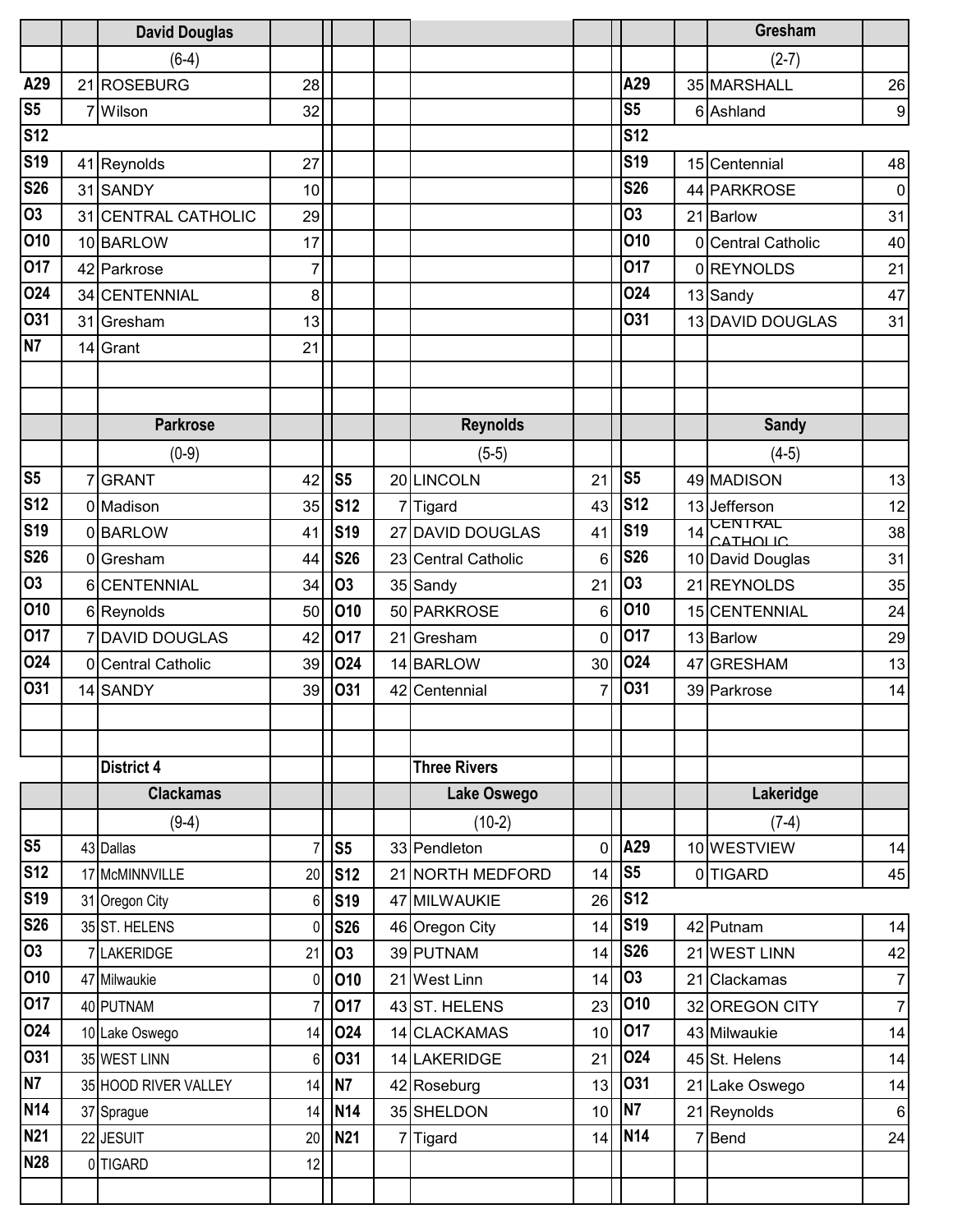### David Douglas

(6-4)

| Date | Score | Opponent | Opp Score |
|---|---|---|---|
| A29 | 21 | ROSEBURG | 28 |
| S5 | 7 | Wilson | 32 |
| S12 | | | |
| S19 | 41 | Reynolds | 27 |
| S26 | 31 | SANDY | 10 |
| O3 | 31 | CENTRAL CATHOLIC | 29 |
| O10 | 10 | BARLOW | 17 |
| O17 | 42 | Parkrose | 7 |
| O24 | 34 | CENTENNIAL | 8 |
| O31 | 31 | Gresham | 13 |
| N7 | 14 | Grant | 21 |

### Gresham

(2-7)

| Date | Score | Opponent | Opp Score |
|---|---|---|---|
| A29 | 35 | MARSHALL | 26 |
| S5 | 6 | Ashland | 9 |
| S12 | | | |
| S19 | 15 | Centennial | 48 |
| S26 | 44 | PARKROSE | 0 |
| O3 | 21 | Barlow | 31 |
| O10 | 0 | Central Catholic | 40 |
| O17 | 0 | REYNOLDS | 21 |
| O24 | 13 | Sandy | 47 |
| O31 | 13 | DAVID DOUGLAS | 31 |

### Parkrose

(0-9)

| Date | Score | Opponent | Opp Score |
|---|---|---|---|
| S5 | 7 | GRANT | 42 |
| S12 | 0 | Madison | 35 |
| S19 | 0 | BARLOW | 41 |
| S26 | 0 | Gresham | 44 |
| O3 | 6 | CENTENNIAL | 34 |
| O10 | 6 | Reynolds | 50 |
| O17 | 7 | DAVID DOUGLAS | 42 |
| O24 | 0 | Central Catholic | 39 |
| O31 | 14 | SANDY | 39 |

### Reynolds

(5-5)

| Date | Score | Opponent | Opp Score |
|---|---|---|---|
| S5 | 20 | LINCOLN | 21 |
| S12 | 7 | Tigard | 43 |
| S19 | 27 | DAVID DOUGLAS | 41 |
| S26 | 23 | Central Catholic | 6 |
| O3 | 35 | Sandy | 21 |
| O10 | 50 | PARKROSE | 6 |
| O17 | 21 | Gresham | 0 |
| O24 | 14 | BARLOW | 30 |
| O31 | 42 | Centennial | 7 |

### Sandy

(4-5)

| Date | Score | Opponent | Opp Score |
|---|---|---|---|
| S5 | 49 | MADISON | 13 |
| S12 | 13 | Jefferson | 12 |
| S19 | 14 | CENTRAL CATHOLIC | 38 |
| S26 | 10 | David Douglas | 31 |
| O3 | 21 | REYNOLDS | 35 |
| O10 | 15 | CENTENNIAL | 24 |
| O17 | 13 | Barlow | 29 |
| O24 | 47 | GRESHAM | 13 |
| O31 | 39 | Parkrose | 14 |

## District 4

### Clackamas

(9-4)

| Date | Score | Opponent | Opp Score |
|---|---|---|---|
| S5 | 43 | Dallas | 7 |
| S12 | 17 | McMINNVILLE | 20 |
| S19 | 31 | Oregon City | 6 |
| S26 | 35 | ST. HELENS | 0 |
| O3 | 7 | LAKERIDGE | 21 |
| O10 | 47 | Milwaukie | 0 |
| O17 | 40 | PUTNAM | 7 |
| O24 | 10 | Lake Oswego | 14 |
| O31 | 35 | WEST LINN | 6 |
| N7 | 35 | HOOD RIVER VALLEY | 14 |
| N14 | 37 | Sprague | 14 |
| N21 | 22 | JESUIT | 20 |
| N28 | 0 | TIGARD | 12 |

## Three Rivers

### Lake Oswego

(10-2)

| Date | Score | Opponent | Opp Score |
|---|---|---|---|
| S5 | 33 | Pendleton | 0 |
| S12 | 21 | NORTH MEDFORD | 14 |
| S19 | 47 | MILWAUKIE | 26 |
| S26 | 46 | Oregon City | 14 |
| O3 | 39 | PUTNAM | 14 |
| O10 | 21 | West Linn | 14 |
| O17 | 43 | ST. HELENS | 23 |
| O24 | 14 | CLACKAMAS | 10 |
| O31 | 14 | LAKERIDGE | 21 |
| N7 | 42 | Roseburg | 13 |
| N14 | 35 | SHELDON | 10 |
| N21 | 7 | Tigard | 14 |

### Lakeridge

(7-4)

| Date | Score | Opponent | Opp Score |
|---|---|---|---|
| A29 | 10 | WESTVIEW | 14 |
| S5 | 0 | TIGARD | 45 |
| S12 | | | |
| S19 | 42 | Putnam | 14 |
| S26 | 21 | WEST LINN | 42 |
| O3 | 21 | Clackamas | 7 |
| O10 | 32 | OREGON CITY | 7 |
| O17 | 43 | Milwaukie | 14 |
| O24 | 45 | St. Helens | 14 |
| O31 | 21 | Lake Oswego | 14 |
| N7 | 21 | Reynolds | 6 |
| N14 | 7 | Bend | 24 |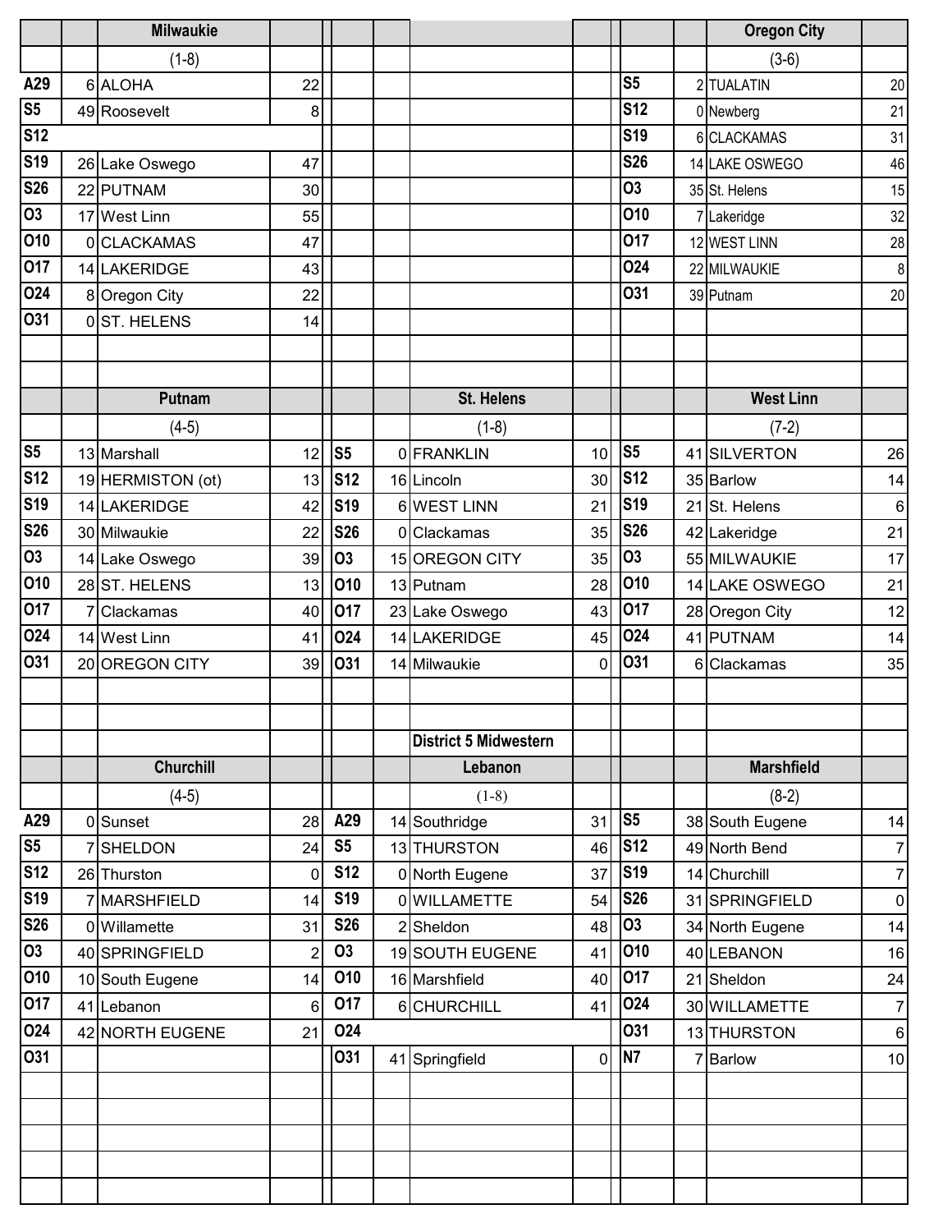### Milwaukie

(1-8)

| Date | Score | Opponent | Score |
|---|---|---|---|
| A29 | 6 | ALOHA | 22 |
| S5 | 49 | Roosevelt | 8 |
| S12 | | | |
| S19 | 26 | Lake Oswego | 47 |
| S26 | 22 | PUTNAM | 30 |
| O3 | 17 | West Linn | 55 |
| O10 | 0 | CLACKAMAS | 47 |
| O17 | 14 | LAKERIDGE | 43 |
| O24 | 8 | Oregon City | 22 |
| O31 | 0 | ST. HELENS | 14 |

### Oregon City

(3-6)

| Date | Score | Opponent | Score |
|---|---|---|---|
| S5 | 2 | TUALATIN | 20 |
| S12 | 0 | Newberg | 21 |
| S19 | 6 | CLACKAMAS | 31 |
| S26 | 14 | LAKE OSWEGO | 46 |
| O3 | 35 | St. Helens | 15 |
| O10 | 7 | Lakeridge | 32 |
| O17 | 12 | WEST LINN | 28 |
| O24 | 22 | MILWAUKIE | 8 |
| O31 | 39 | Putnam | 20 |

### Putnam

(4-5)

| Date | Score | Opponent | Score |
|---|---|---|---|
| S5 | 13 | Marshall | 12 |
| S12 | 19 | HERMISTON (ot) | 13 |
| S19 | 14 | LAKERIDGE | 42 |
| S26 | 30 | Milwaukie | 22 |
| O3 | 14 | Lake Oswego | 39 |
| O10 | 28 | ST. HELENS | 13 |
| O17 | 7 | Clackamas | 40 |
| O24 | 14 | West Linn | 41 |
| O31 | 20 | OREGON CITY | 39 |

### St. Helens

(1-8)

| Date | Score | Opponent | Score |
|---|---|---|---|
| S5 | 0 | FRANKLIN | 10 |
| S12 | 16 | Lincoln | 30 |
| S19 | 6 | WEST LINN | 21 |
| S26 | 0 | Clackamas | 35 |
| O3 | 15 | OREGON CITY | 35 |
| O10 | 13 | Putnam | 28 |
| O17 | 23 | Lake Oswego | 43 |
| O24 | 14 | LAKERIDGE | 45 |
| O31 | 14 | Milwaukie | 0 |

### West Linn

(7-2)

| Date | Score | Opponent | Score |
|---|---|---|---|
| S5 | 41 | SILVERTON | 26 |
| S12 | 35 | Barlow | 14 |
| S19 | 21 | St. Helens | 6 |
| S26 | 42 | Lakeridge | 21 |
| O3 | 55 | MILWAUKIE | 17 |
| O10 | 14 | LAKE OSWEGO | 21 |
| O17 | 28 | Oregon City | 12 |
| O24 | 41 | PUTNAM | 14 |
| O31 | 6 | Clackamas | 35 |

### Churchill

(4-5)

| Date | Score | Opponent | Score |
|---|---|---|---|
| A29 | 0 | Sunset | 28 |
| S5 | 7 | SHELDON | 24 |
| S12 | 26 | Thurston | 0 |
| S19 | 7 | MARSHFIELD | 14 |
| S26 | 0 | Willamette | 31 |
| O3 | 40 | SPRINGFIELD | 2 |
| O10 | 10 | South Eugene | 14 |
| O17 | 41 | Lebanon | 6 |
| O24 | 42 | NORTH EUGENE | 21 |
| O31 | | | |

## District 5 Midwestern

### Lebanon

(1-8)

| Date | Score | Opponent | Score |
|---|---|---|---|
| A29 | 14 | Southridge | 31 |
| S5 | 13 | THURSTON | 46 |
| S12 | 0 | North Eugene | 37 |
| S19 | 0 | WILLAMETTE | 54 |
| S26 | 2 | Sheldon | 48 |
| O3 | 19 | SOUTH EUGENE | 41 |
| O10 | 16 | Marshfield | 40 |
| O17 | 6 | CHURCHILL | 41 |
| O24 | | | |
| O31 | 41 | Springfield | 0 |

### Marshfield

(8-2)

| Date | Score | Opponent | Score |
|---|---|---|---|
| S5 | 38 | South Eugene | 14 |
| S12 | 49 | North Bend | 7 |
| S19 | 14 | Churchill | 7 |
| S26 | 31 | SPRINGFIELD | 0 |
| O3 | 34 | North Eugene | 14 |
| O10 | 40 | LEBANON | 16 |
| O17 | 21 | Sheldon | 24 |
| O24 | 30 | WILLAMETTE | 7 |
| O31 | 13 | THURSTON | 6 |
| N7 | 7 | Barlow | 10 |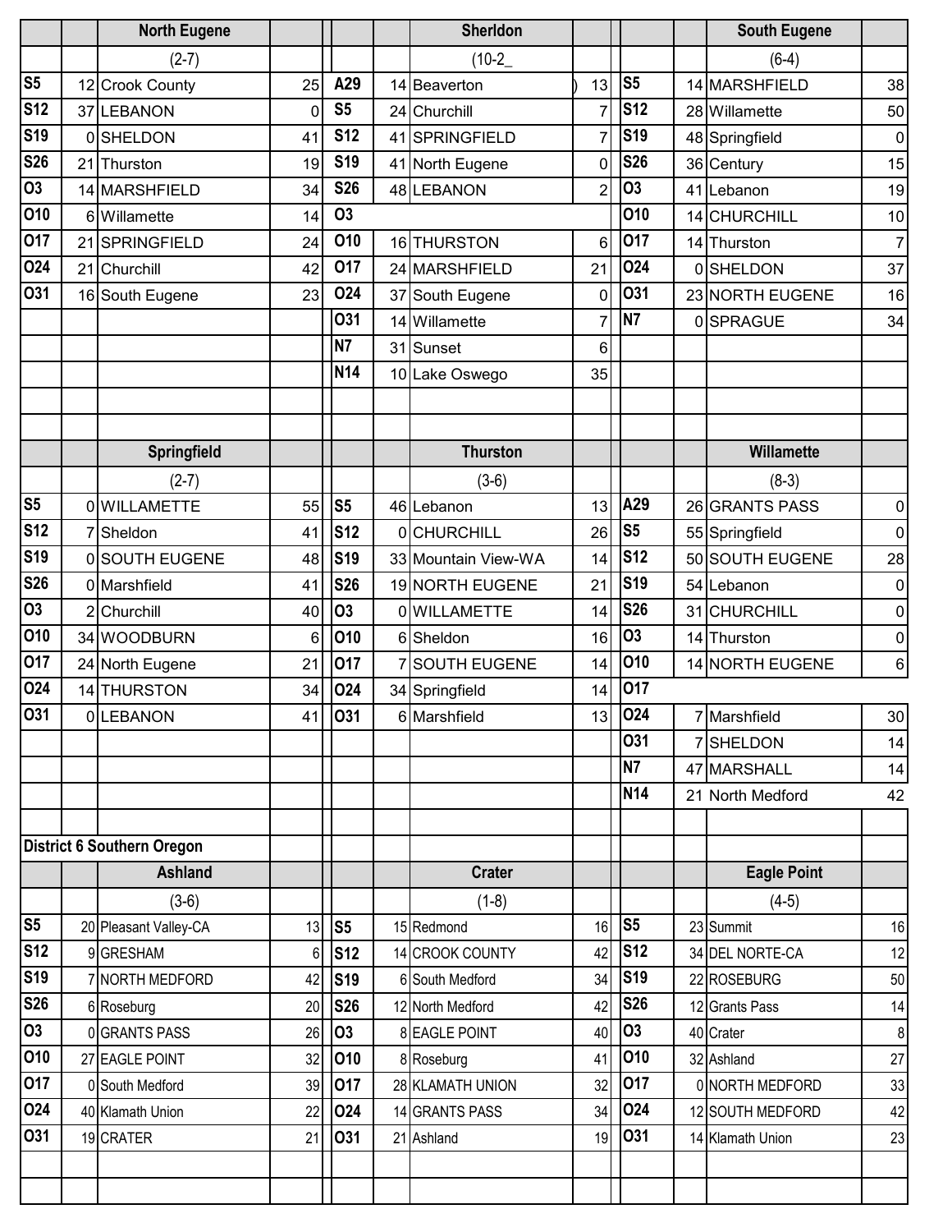| | | North Eugene | | | | Sherldon | | | | South Eugene | |
|---|---|---|---|---|---|---|---|---|---|---|---|
| | | (2-7) | | | | (10-2_ | | | | (6-4) | |
| S5 | 12 | Crook County | 25 | A29 | 14 | Beaverton | ) 13 | S5 | 14 | MARSHFIELD | 38 |
| S12 | 37 | LEBANON | 0 | S5 | 24 | Churchill | 7 | S12 | 28 | Willamette | 50 |
| S19 | 0 | SHELDON | 41 | S12 | 41 | SPRINGFIELD | 7 | S19 | 48 | Springfield | 0 |
| S26 | 21 | Thurston | 19 | S19 | 41 | North Eugene | 0 | S26 | 36 | Century | 15 |
| O3 | 14 | MARSHFIELD | 34 | S26 | 48 | LEBANON | 2 | O3 | 41 | Lebanon | 19 |
| O10 | 6 | Willamette | 14 | O3 | | | | O10 | 14 | CHURCHILL | 10 |
| O17 | 21 | SPRINGFIELD | 24 | O10 | 16 | THURSTON | 6 | O17 | 14 | Thurston | 7 |
| O24 | 21 | Churchill | 42 | O17 | 24 | MARSHFIELD | 21 | O24 | 0 | SHELDON | 37 |
| O31 | 16 | South Eugene | 23 | O24 | 37 | South Eugene | 0 | O31 | 23 | NORTH EUGENE | 16 |
| | | | | O31 | 14 | Willamette | 7 | N7 | 0 | SPRAGUE | 34 |
| | | | | N7 | 31 | Sunset | 6 | | | | |
| | | | | N14 | 10 | Lake Oswego | 35 | | | | |

| | | Springfield | | | | Thurston | | | | Willamette | |
|---|---|---|---|---|---|---|---|---|---|---|---|
| | | (2-7) | | | | (3-6) | | | | (8-3) | |
| S5 | 0 | WILLAMETTE | 55 | S5 | 46 | Lebanon | 13 | A29 | 26 | GRANTS PASS | 0 |
| S12 | 7 | Sheldon | 41 | S12 | 0 | CHURCHILL | 26 | S5 | 55 | Springfield | 0 |
| S19 | 0 | SOUTH EUGENE | 48 | S19 | 33 | Mountain View-WA | 14 | S12 | 50 | SOUTH EUGENE | 28 |
| S26 | 0 | Marshfield | 41 | S26 | 19 | NORTH EUGENE | 21 | S19 | 54 | Lebanon | 0 |
| O3 | 2 | Churchill | 40 | O3 | 0 | WILLAMETTE | 14 | S26 | 31 | CHURCHILL | 0 |
| O10 | 34 | WOODBURN | 6 | O10 | 6 | Sheldon | 16 | O3 | 14 | Thurston | 0 |
| O17 | 24 | North Eugene | 21 | O17 | 7 | SOUTH EUGENE | 14 | O10 | 14 | NORTH EUGENE | 6 |
| O24 | 14 | THURSTON | 34 | O24 | 34 | Springfield | 14 | O17 | | | |
| O31 | 0 | LEBANON | 41 | O31 | 6 | Marshfield | 13 | O24 | 7 | Marshfield | 30 |
| | | | | | | | | O31 | 7 | SHELDON | 14 |
| | | | | | | | | N7 | 47 | MARSHALL | 14 |
| | | | | | | | | N14 | 21 | North Medford | 42 |

**District 6 Southern Oregon**

| | | Ashland | | | | Crater | | | | Eagle Point | |
|---|---|---|---|---|---|---|---|---|---|---|---|
| | | (3-6) | | | | (1-8) | | | | (4-5) | |
| S5 | 20 | Pleasant Valley-CA | 13 | S5 | 15 | Redmond | 16 | S5 | 23 | Summit | 16 |
| S12 | 9 | GRESHAM | 6 | S12 | 14 | CROOK COUNTY | 42 | S12 | 34 | DEL NORTE-CA | 12 |
| S19 | 7 | NORTH MEDFORD | 42 | S19 | 6 | South Medford | 34 | S19 | 22 | ROSEBURG | 50 |
| S26 | 6 | Roseburg | 20 | S26 | 12 | North Medford | 42 | S26 | 12 | Grants Pass | 14 |
| O3 | 0 | GRANTS PASS | 26 | O3 | 8 | EAGLE POINT | 40 | O3 | 40 | Crater | 8 |
| O10 | 27 | EAGLE POINT | 32 | O10 | 8 | Roseburg | 41 | O10 | 32 | Ashland | 27 |
| O17 | 0 | South Medford | 39 | O17 | 28 | KLAMATH UNION | 32 | O17 | 0 | NORTH MEDFORD | 33 |
| O24 | 40 | Klamath Union | 22 | O24 | 14 | GRANTS PASS | 34 | O24 | 12 | SOUTH MEDFORD | 42 |
| O31 | 19 | CRATER | 21 | O31 | 21 | Ashland | 19 | O31 | 14 | Klamath Union | 23 |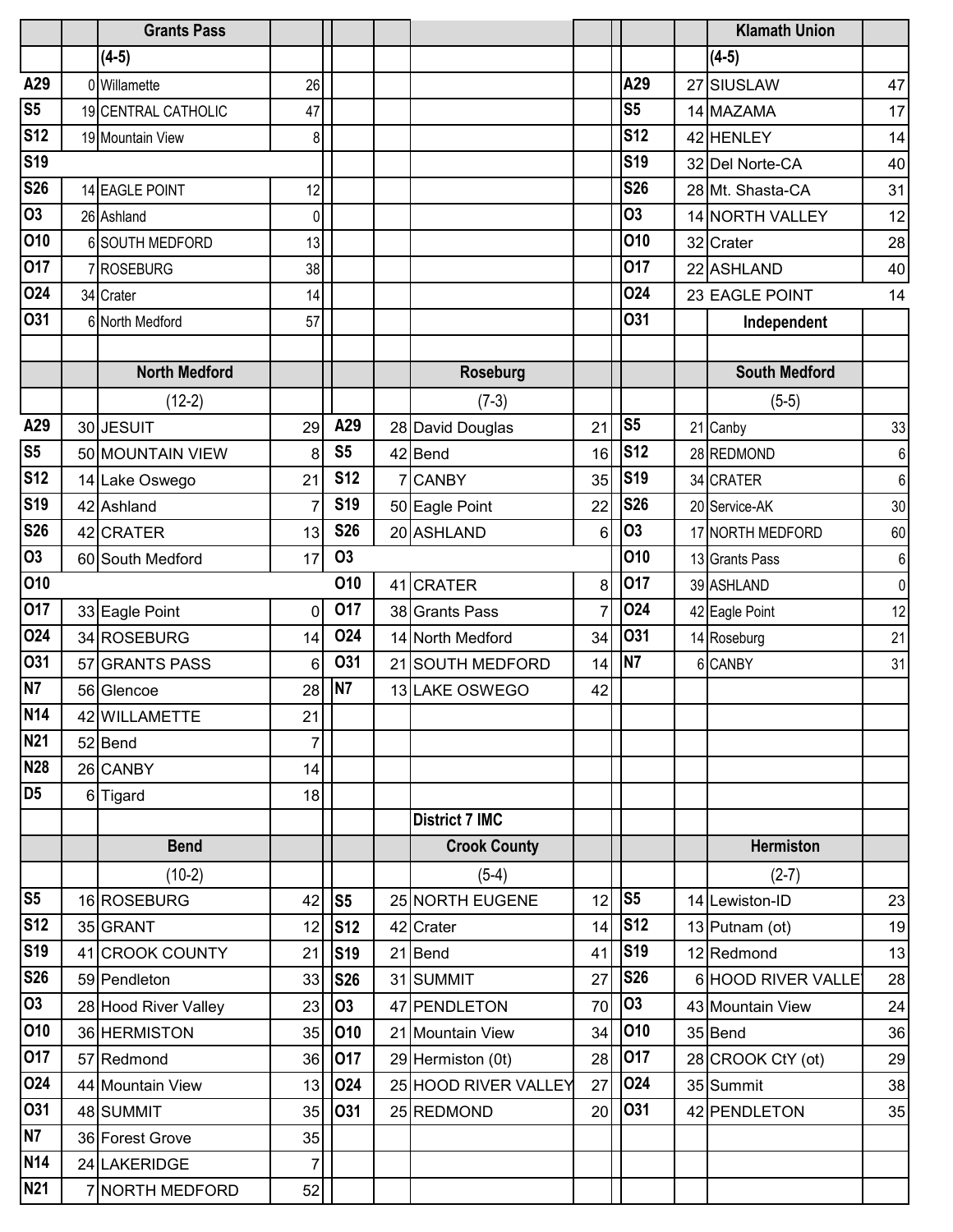| | | Grants Pass | | | | | | | | Klamath Union | |
|---|---|---|---|---|---|---|---|---|---|---|---|
| | | (4-5) | | | | | | | | (4-5) | |
| A29 | 0 | Willamette | 26 | | | | | A29 | 27 | SIUSLAW | 47 |
| S5 | 19 | CENTRAL CATHOLIC | 47 | | | | | S5 | 14 | MAZAMA | 17 |
| S12 | 19 | Mountain View | 8 | | | | | S12 | 42 | HENLEY | 14 |
| S19 | | | | | | | | S19 | 32 | Del Norte-CA | 40 |
| S26 | 14 | EAGLE POINT | 12 | | | | | S26 | 28 | Mt. Shasta-CA | 31 |
| O3 | 26 | Ashland | 0 | | | | | O3 | 14 | NORTH VALLEY | 12 |
| O10 | 6 | SOUTH MEDFORD | 13 | | | | | O10 | 32 | Crater | 28 |
| O17 | 7 | ROSEBURG | 38 | | | | | O17 | 22 | ASHLAND | 40 |
| O24 | 34 | Crater | 14 | | | | | O24 | 23 | EAGLE POINT | 14 |
| O31 | 6 | North Medford | 57 | | | | | O31 | | Independent | |

| | | North Medford | | | | Roseburg | | | | South Medford | |
|---|---|---|---|---|---|---|---|---|---|---|---|
| | | (12-2) | | | | (7-3) | | | | (5-5) | |
| A29 | 30 | JESUIT | 29 | A29 | 28 | David Douglas | 21 | S5 | 21 | Canby | 33 |
| S5 | 50 | MOUNTAIN VIEW | 8 | S5 | 42 | Bend | 16 | S12 | 28 | REDMOND | 6 |
| S12 | 14 | Lake Oswego | 21 | S12 | 7 | CANBY | 35 | S19 | 34 | CRATER | 6 |
| S19 | 42 | Ashland | 7 | S19 | 50 | Eagle Point | 22 | S26 | 20 | Service-AK | 30 |
| S26 | 42 | CRATER | 13 | S26 | 20 | ASHLAND | 6 | O3 | 17 | NORTH MEDFORD | 60 |
| O3 | 60 | South Medford | 17 | O3 | | | | O10 | 13 | Grants Pass | 6 |
| O10 | | | | O10 | 41 | CRATER | 8 | O17 | 39 | ASHLAND | 0 |
| O17 | 33 | Eagle Point | 0 | O17 | 38 | Grants Pass | 7 | O24 | 42 | Eagle Point | 12 |
| O24 | 34 | ROSEBURG | 14 | O24 | 14 | North Medford | 34 | O31 | 14 | Roseburg | 21 |
| O31 | 57 | GRANTS PASS | 6 | O31 | 21 | SOUTH MEDFORD | 14 | N7 | 6 | CANBY | 31 |
| N7 | 56 | Glencoe | 28 | N7 | 13 | LAKE OSWEGO | 42 | | | | |
| N14 | 42 | WILLAMETTE | 21 | | | | | | | | |
| N21 | 52 | Bend | 7 | | | | | | | | |
| N28 | 26 | CANBY | 14 | | | | | | | | |
| D5 | 6 | Tigard | 18 | | | | | | | | |

**District 7 IMC**

| | | Bend | | | | Crook County | | | | Hermiston | |
|---|---|---|---|---|---|---|---|---|---|---|---|
| | | (10-2) | | | | (5-4) | | | | (2-7) | |
| S5 | 16 | ROSEBURG | 42 | S5 | 25 | NORTH EUGENE | 12 | S5 | 14 | Lewiston-ID | 23 |
| S12 | 35 | GRANT | 12 | S12 | 42 | Crater | 14 | S12 | 13 | Putnam (ot) | 19 |
| S19 | 41 | CROOK COUNTY | 21 | S19 | 21 | Bend | 41 | S19 | 12 | Redmond | 13 |
| S26 | 59 | Pendleton | 33 | S26 | 31 | SUMMIT | 27 | S26 | 6 | HOOD RIVER VALLE | 28 |
| O3 | 28 | Hood River Valley | 23 | O3 | 47 | PENDLETON | 70 | O3 | 43 | Mountain View | 24 |
| O10 | 36 | HERMISTON | 35 | O10 | 21 | Mountain View | 34 | O10 | 35 | Bend | 36 |
| O17 | 57 | Redmond | 36 | O17 | 29 | Hermiston (0t) | 28 | O17 | 28 | CROOK CtY (ot) | 29 |
| O24 | 44 | Mountain View | 13 | O24 | 25 | HOOD RIVER VALLEY | 27 | O24 | 35 | Summit | 38 |
| O31 | 48 | SUMMIT | 35 | O31 | 25 | REDMOND | 20 | O31 | 42 | PENDLETON | 35 |
| N7 | 36 | Forest Grove | 35 | | | | | | | | |
| N14 | 24 | LAKERIDGE | 7 | | | | | | | | |
| N21 | 7 | NORTH MEDFORD | 52 | | | | | | | | |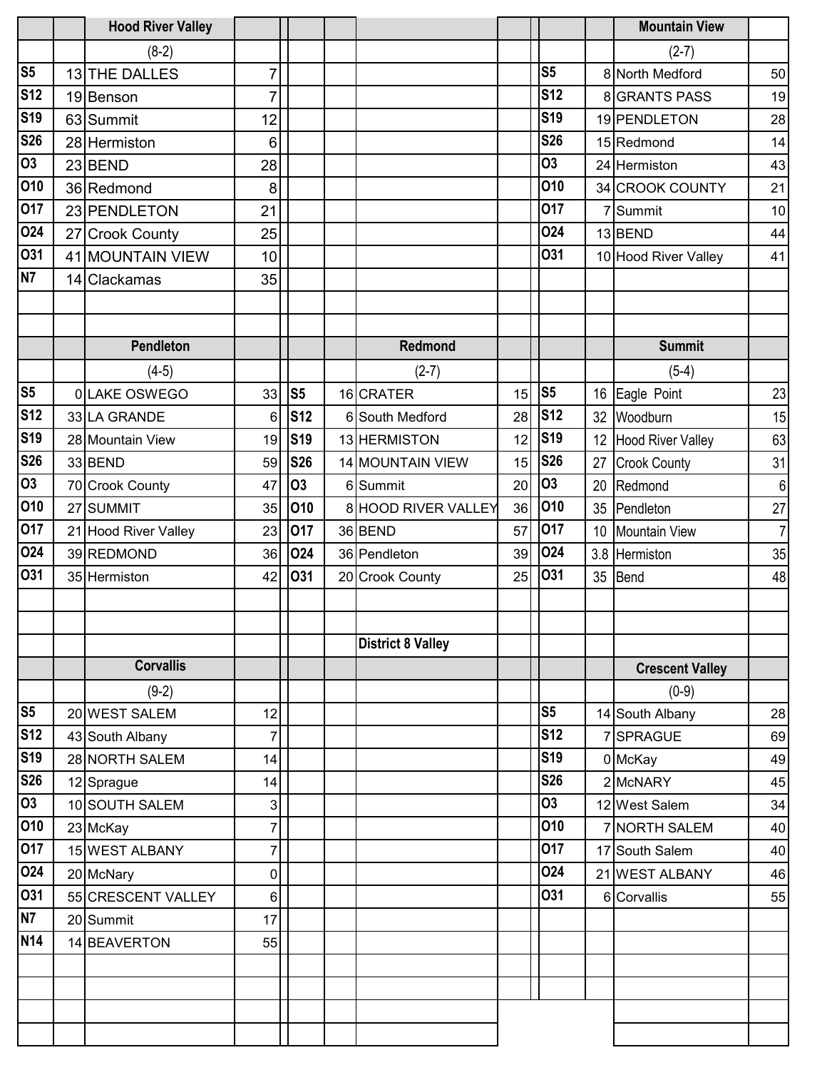### Hood River Valley

(8-2)

| Date | Score | Opponent | Opp Score |
|---|---|---|---|
| S5 | 13 | THE DALLES | 7 |
| S12 | 19 | Benson | 7 |
| S19 | 63 | Summit | 12 |
| S26 | 28 | Hermiston | 6 |
| O3 | 23 | BEND | 28 |
| O10 | 36 | Redmond | 8 |
| O17 | 23 | PENDLETON | 21 |
| O24 | 27 | Crook County | 25 |
| O31 | 41 | MOUNTAIN VIEW | 10 |
| N7 | 14 | Clackamas | 35 |

### Mountain View

(2-7)

| Date | Score | Opponent | Opp Score |
|---|---|---|---|
| S5 | 8 | North Medford | 50 |
| S12 | 8 | GRANTS PASS | 19 |
| S19 | 19 | PENDLETON | 28 |
| S26 | 15 | Redmond | 14 |
| O3 | 24 | Hermiston | 43 |
| O10 | 34 | CROOK COUNTY | 21 |
| O17 | 7 | Summit | 10 |
| O24 | 13 | BEND | 44 |
| O31 | 10 | Hood River Valley | 41 |

### Pendleton

(4-5)

| Date | Score | Opponent | Opp Score |
|---|---|---|---|
| S5 | 0 | LAKE OSWEGO | 33 |
| S12 | 33 | LA GRANDE | 6 |
| S19 | 28 | Mountain View | 19 |
| S26 | 33 | BEND | 59 |
| O3 | 70 | Crook County | 47 |
| O10 | 27 | SUMMIT | 35 |
| O17 | 21 | Hood River Valley | 23 |
| O24 | 39 | REDMOND | 36 |
| O31 | 35 | Hermiston | 42 |

### Redmond

(2-7)

| Date | Score | Opponent | Opp Score |
|---|---|---|---|
| S5 | 16 | CRATER | 15 |
| S12 | 6 | South Medford | 28 |
| S19 | 13 | HERMISTON | 12 |
| S26 | 14 | MOUNTAIN VIEW | 15 |
| O3 | 6 | Summit | 20 |
| O10 | 8 | HOOD RIVER VALLEY | 36 |
| O17 | 36 | BEND | 57 |
| O24 | 36 | Pendleton | 39 |
| O31 | 20 | Crook County | 25 |

### Summit

(5-4)

| Date | Score | Opponent | Opp Score |
|---|---|---|---|
| S5 | 16 | Eagle Point | 23 |
| S12 | 32 | Woodburn | 15 |
| S19 | 12 | Hood River Valley | 63 |
| S26 | 27 | Crook County | 31 |
| O3 | 20 | Redmond | 6 |
| O10 | 35 | Pendleton | 27 |
| O17 | 10 | Mountain View | 7 |
| O24 | 3.8 | Hermiston | 35 |
| O31 | 35 | Bend | 48 |

## District 8 Valley

### Corvallis

(9-2)

| Date | Score | Opponent | Opp Score |
|---|---|---|---|
| S5 | 20 | WEST SALEM | 12 |
| S12 | 43 | South Albany | 7 |
| S19 | 28 | NORTH SALEM | 14 |
| S26 | 12 | Sprague | 14 |
| O3 | 10 | SOUTH SALEM | 3 |
| O10 | 23 | McKay | 7 |
| O17 | 15 | WEST ALBANY | 7 |
| O24 | 20 | McNary | 0 |
| O31 | 55 | CRESCENT VALLEY | 6 |
| N7 | 20 | Summit | 17 |
| N14 | 14 | BEAVERTON | 55 |

### Crescent Valley

(0-9)

| Date | Score | Opponent | Opp Score |
|---|---|---|---|
| S5 | 14 | South Albany | 28 |
| S12 | 7 | SPRAGUE | 69 |
| S19 | 0 | McKay | 49 |
| S26 | 2 | McNARY | 45 |
| O3 | 12 | West Salem | 34 |
| O10 | 7 | NORTH SALEM | 40 |
| O17 | 17 | South Salem | 40 |
| O24 | 21 | WEST ALBANY | 46 |
| O31 | 6 | Corvallis | 55 |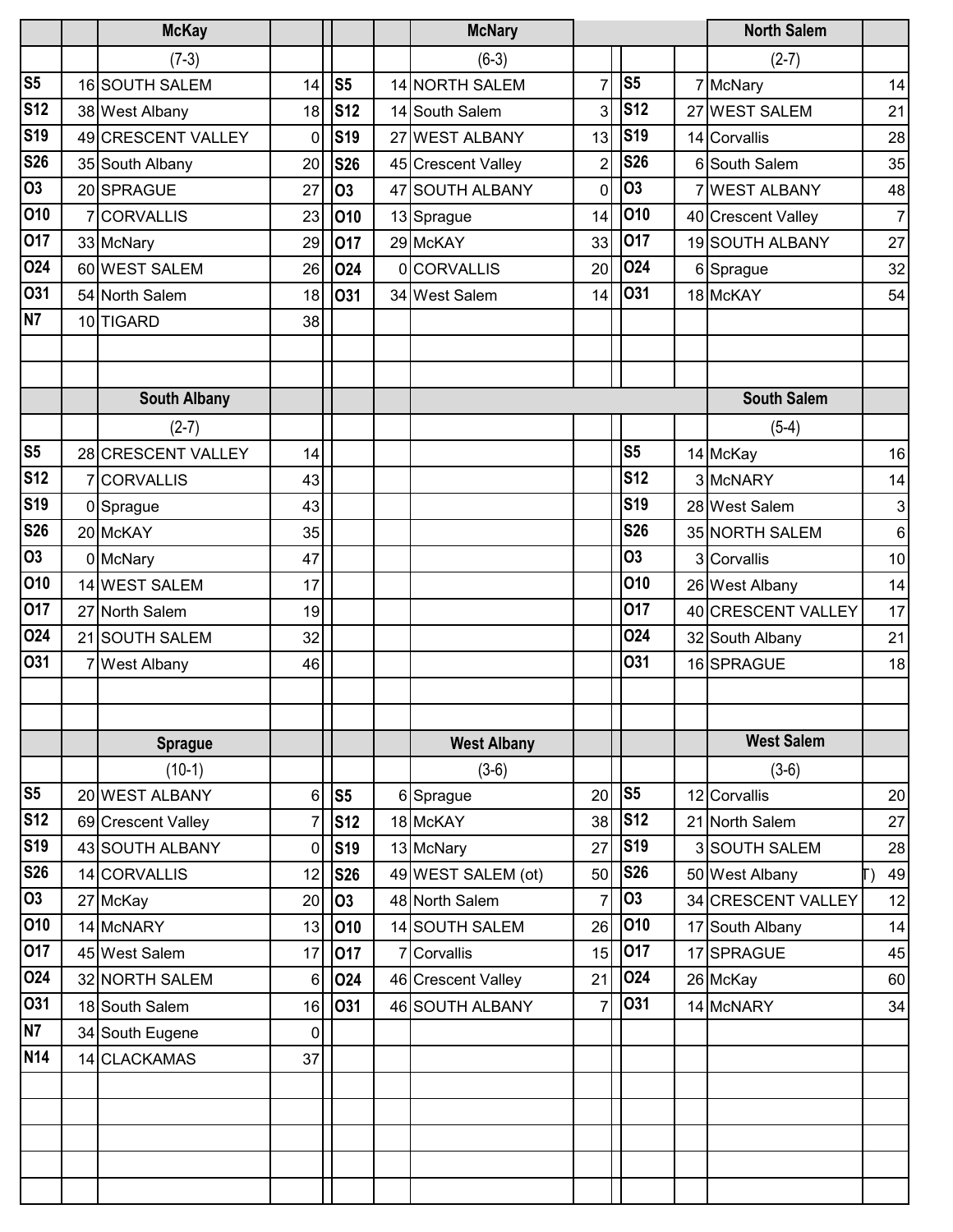## McKay

(7-3)

| Date | Score | Opponent | Opp |
|---|---|---|---|
| S5 | 16 | SOUTH SALEM | 14 |
| S12 | 38 | West Albany | 18 |
| S19 | 49 | CRESCENT VALLEY | 0 |
| S26 | 35 | South Albany | 20 |
| O3 | 20 | SPRAGUE | 27 |
| O10 | 7 | CORVALLIS | 23 |
| O17 | 33 | McNary | 29 |
| O24 | 60 | WEST SALEM | 26 |
| O31 | 54 | North Salem | 18 |
| N7 | 10 | TIGARD | 38 |

## McNary

(6-3)

| Date | Score | Opponent | Opp |
|---|---|---|---|
| S5 | 14 | NORTH SALEM | 7 |
| S12 | 14 | South Salem | 3 |
| S19 | 27 | WEST ALBANY | 13 |
| S26 | 45 | Crescent Valley | 2 |
| O3 | 47 | SOUTH ALBANY | 0 |
| O10 | 13 | Sprague | 14 |
| O17 | 29 | McKAY | 33 |
| O24 | 0 | CORVALLIS | 20 |
| O31 | 34 | West Salem | 14 |

## North Salem

(2-7)

| Date | Score | Opponent | Opp |
|---|---|---|---|
| S5 | 7 | McNary | 14 |
| S12 | 27 | WEST SALEM | 21 |
| S19 | 14 | Corvallis | 28 |
| S26 | 6 | South Salem | 35 |
| O3 | 7 | WEST ALBANY | 48 |
| O10 | 40 | Crescent Valley | 7 |
| O17 | 19 | SOUTH ALBANY | 27 |
| O24 | 6 | Sprague | 32 |
| O31 | 18 | McKAY | 54 |

## South Albany

(2-7)

| Date | Score | Opponent | Opp |
|---|---|---|---|
| S5 | 28 | CRESCENT VALLEY | 14 |
| S12 | 7 | CORVALLIS | 43 |
| S19 | 0 | Sprague | 43 |
| S26 | 20 | McKAY | 35 |
| O3 | 0 | McNary | 47 |
| O10 | 14 | WEST SALEM | 17 |
| O17 | 27 | North Salem | 19 |
| O24 | 21 | SOUTH SALEM | 32 |
| O31 | 7 | West Albany | 46 |

## South Salem

(5-4)

| Date | Score | Opponent | Opp |
|---|---|---|---|
| S5 | 14 | McKay | 16 |
| S12 | 3 | McNARY | 14 |
| S19 | 28 | West Salem | 3 |
| S26 | 35 | NORTH SALEM | 6 |
| O3 | 3 | Corvallis | 10 |
| O10 | 26 | West Albany | 14 |
| O17 | 40 | CRESCENT VALLEY | 17 |
| O24 | 32 | South Albany | 21 |
| O31 | 16 | SPRAGUE | 18 |

## Sprague

(10-1)

| Date | Score | Opponent | Opp |
|---|---|---|---|
| S5 | 20 | WEST ALBANY | 6 |
| S12 | 69 | Crescent Valley | 7 |
| S19 | 43 | SOUTH ALBANY | 0 |
| S26 | 14 | CORVALLIS | 12 |
| O3 | 27 | McKay | 20 |
| O10 | 14 | McNARY | 13 |
| O17 | 45 | West Salem | 17 |
| O24 | 32 | NORTH SALEM | 6 |
| O31 | 18 | South Salem | 16 |
| N7 | 34 | South Eugene | 0 |
| N14 | 14 | CLACKAMAS | 37 |

## West Albany

(3-6)

| Date | Score | Opponent | Opp |
|---|---|---|---|
| S5 | 6 | Sprague | 20 |
| S12 | 18 | McKAY | 38 |
| S19 | 13 | McNary | 27 |
| S26 | 49 | WEST SALEM (ot) | 50 |
| O3 | 48 | North Salem | 7 |
| O10 | 14 | SOUTH SALEM | 26 |
| O17 | 7 | Corvallis | 15 |
| O24 | 46 | Crescent Valley | 21 |
| O31 | 46 | SOUTH ALBANY | 7 |

## West Salem

(3-6)

| Date | Score | Opponent | Opp |
|---|---|---|---|
| S5 | 12 | Corvallis | 20 |
| S12 | 21 | North Salem | 27 |
| S19 | 3 | SOUTH SALEM | 28 |
| S26 | 50 | West Albany (OT) | 49 |
| O3 | 34 | CRESCENT VALLEY | 12 |
| O10 | 17 | South Albany | 14 |
| O17 | 17 | SPRAGUE | 45 |
| O24 | 26 | McKay | 60 |
| O31 | 14 | McNARY | 34 |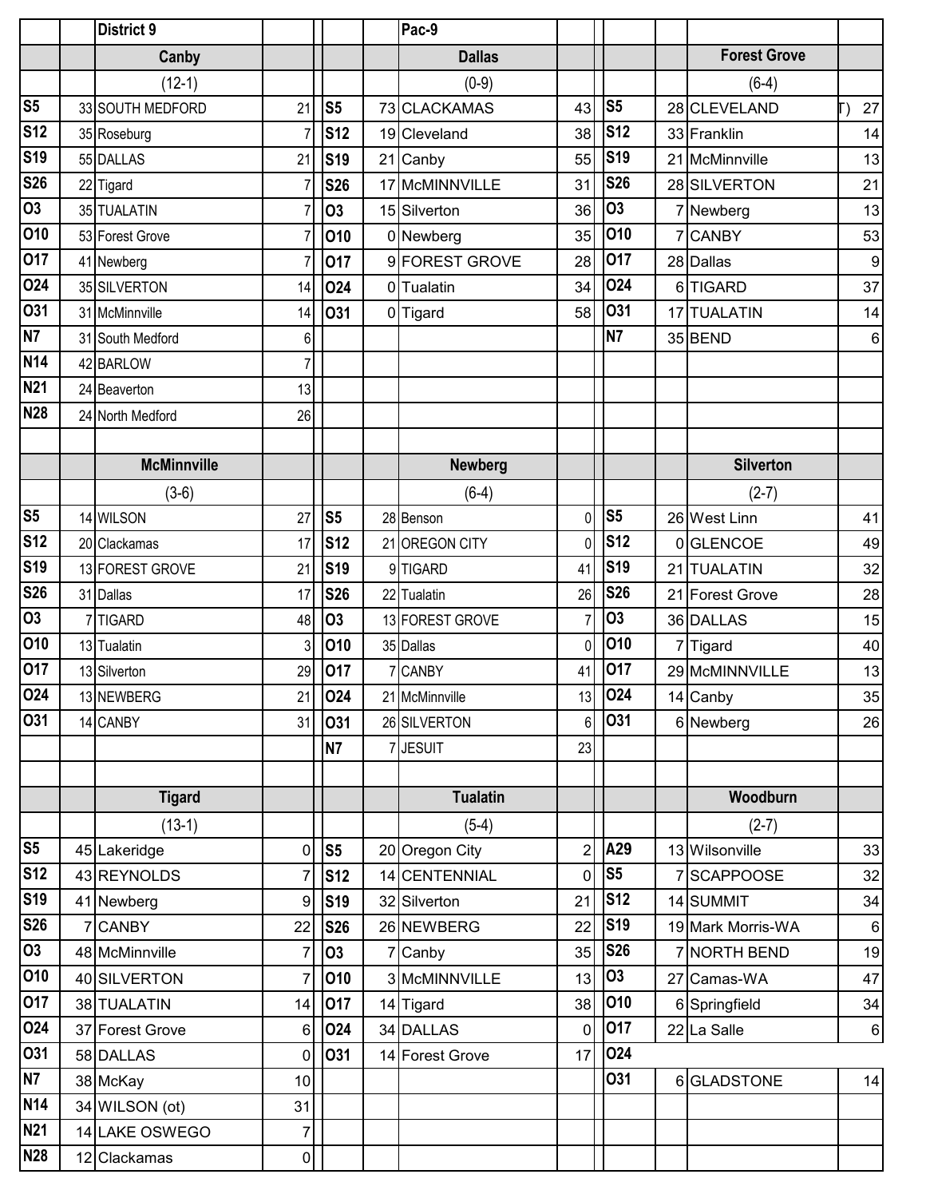| | | District 9 | | | | Pac-9 | | | | | |
|---|---|---|---|---|---|---|---|---|---|---|---|
| | | **Canby** | | | | **Dallas** | | | | **Forest Grove** | |
| | | (12-1) | | | | (0-9) | | | | (6-4) | |
| S5 | 33 | SOUTH MEDFORD | 21 | S5 | 73 | CLACKAMAS | 43 | S5 | 28 | CLEVELAND (T) | 27 |
| S12 | 35 | Roseburg | 7 | S12 | 19 | Cleveland | 38 | S12 | 33 | Franklin | 14 |
| S19 | 55 | DALLAS | 21 | S19 | 21 | Canby | 55 | S19 | 21 | McMinnville | 13 |
| S26 | 22 | Tigard | 7 | S26 | 17 | McMINNVILLE | 31 | S26 | 28 | SILVERTON | 21 |
| O3 | 35 | TUALATIN | 7 | O3 | 15 | Silverton | 36 | O3 | 7 | Newberg | 13 |
| O10 | 53 | Forest Grove | 7 | O10 | 0 | Newberg | 35 | O10 | 7 | CANBY | 53 |
| O17 | 41 | Newberg | 7 | O17 | 9 | FOREST GROVE | 28 | O17 | 28 | Dallas | 9 |
| O24 | 35 | SILVERTON | 14 | O24 | 0 | Tualatin | 34 | O24 | 6 | TIGARD | 37 |
| O31 | 31 | McMinnville | 14 | O31 | 0 | Tigard | 58 | O31 | 17 | TUALATIN | 14 |
| N7 | 31 | South Medford | 6 | | | | | N7 | 35 | BEND | 6 |
| N14 | 42 | BARLOW | 7 | | | | | | | | |
| N21 | 24 | Beaverton | 13 | | | | | | | | |
| N28 | 24 | North Medford | 26 | | | | | | | | |
| | | | | | | | | | | | |
| | | **McMinnville** | | | | **Newberg** | | | | **Silverton** | |
| | | (3-6) | | | | (6-4) | | | | (2-7) | |
| S5 | 14 | WILSON | 27 | S5 | 28 | Benson | 0 | S5 | 26 | West Linn | 41 |
| S12 | 20 | Clackamas | 17 | S12 | 21 | OREGON CITY | 0 | S12 | 0 | GLENCOE | 49 |
| S19 | 13 | FOREST GROVE | 21 | S19 | 9 | TIGARD | 41 | S19 | 21 | TUALATIN | 32 |
| S26 | 31 | Dallas | 17 | S26 | 22 | Tualatin | 26 | S26 | 21 | Forest Grove | 28 |
| O3 | 7 | TIGARD | 48 | O3 | 13 | FOREST GROVE | 7 | O3 | 36 | DALLAS | 15 |
| O10 | 13 | Tualatin | 3 | O10 | 35 | Dallas | 0 | O10 | 7 | Tigard | 40 |
| O17 | 13 | Silverton | 29 | O17 | 7 | CANBY | 41 | O17 | 29 | McMINNVILLE | 13 |
| O24 | 13 | NEWBERG | 21 | O24 | 21 | McMinnville | 13 | O24 | 14 | Canby | 35 |
| O31 | 14 | CANBY | 31 | O31 | 26 | SILVERTON | 6 | O31 | 6 | Newberg | 26 |
| | | | | N7 | 7 | JESUIT | 23 | | | | |
| | | | | | | | | | | | |
| | | **Tigard** | | | | **Tualatin** | | | | **Woodburn** | |
| | | (13-1) | | | | (5-4) | | | | (2-7) | |
| S5 | 45 | Lakeridge | 0 | S5 | 20 | Oregon City | 2 | A29 | 13 | Wilsonville | 33 |
| S12 | 43 | REYNOLDS | 7 | S12 | 14 | CENTENNIAL | 0 | S5 | 7 | SCAPPOOSE | 32 |
| S19 | 41 | Newberg | 9 | S19 | 32 | Silverton | 21 | S12 | 14 | SUMMIT | 34 |
| S26 | 7 | CANBY | 22 | S26 | 26 | NEWBERG | 22 | S19 | 19 | Mark Morris-WA | 6 |
| O3 | 48 | McMinnville | 7 | O3 | 7 | Canby | 35 | S26 | 7 | NORTH BEND | 19 |
| O10 | 40 | SILVERTON | 7 | O10 | 3 | McMINNVILLE | 13 | O3 | 27 | Camas-WA | 47 |
| O17 | 38 | TUALATIN | 14 | O17 | 14 | Tigard | 38 | O10 | 6 | Springfield | 34 |
| O24 | 37 | Forest Grove | 6 | O24 | 34 | DALLAS | 0 | O17 | 22 | La Salle | 6 |
| O31 | 58 | DALLAS | 0 | O31 | 14 | Forest Grove | 17 | O24 | | | |
| N7 | 38 | McKay | 10 | | | | | O31 | 6 | GLADSTONE | 14 |
| N14 | 34 | WILSON (ot) | 31 | | | | | | | | |
| N21 | 14 | LAKE OSWEGO | 7 | | | | | | | | |
| N28 | 12 | Clackamas | 0 | | | | | | | | |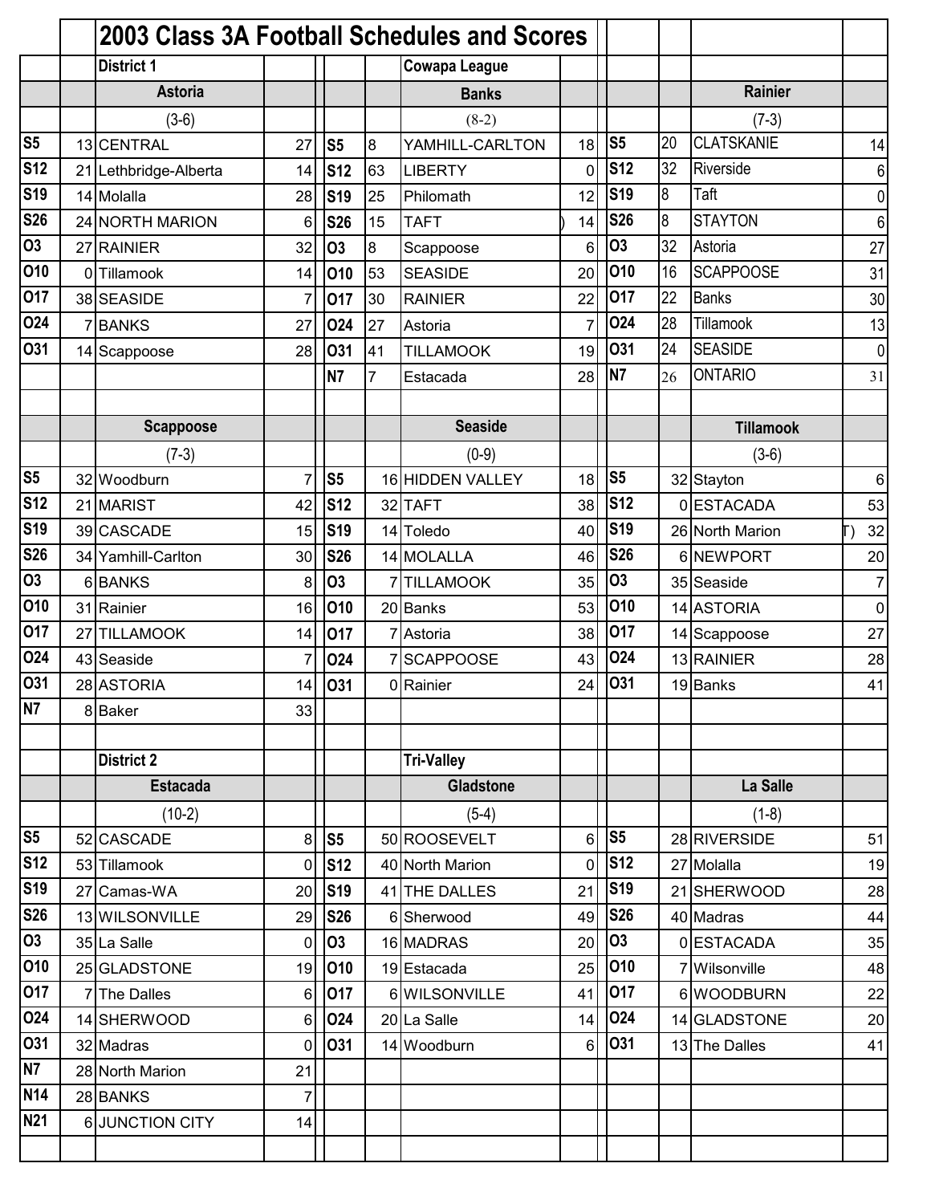# 2003 Class 3A Football Schedules and Scores

## District 1 — Cowapa League

### Astoria (3-6)

| Date | Score | Opponent | Opp Score |
|---|---|---|---|
| S5 | 13 | CENTRAL | 27 |
| S12 | 21 | Lethbridge-Alberta | 14 |
| S19 | 14 | Molalla | 28 |
| S26 | 24 | NORTH MARION | 6 |
| O3 | 27 | RAINIER | 32 |
| O10 | 0 | Tillamook | 14 |
| O17 | 38 | SEASIDE | 7 |
| O24 | 7 | BANKS | 27 |
| O31 | 14 | Scappoose | 28 |

### Banks (8-2)

| Date | Score | Opponent | Opp Score |
|---|---|---|---|
| S5 | 8 | YAMHILL-CARLTON | 18 |
| S12 | 63 | LIBERTY | 0 |
| S19 | 25 | Philomath | 12 |
| S26 | 15 | TAFT | 14 |
| O3 | 8 | Scappoose | 6 |
| O10 | 53 | SEASIDE | 20 |
| O17 | 30 | RAINIER | 22 |
| O24 | 27 | Astoria | 7 |
| O31 | 41 | TILLAMOOK | 19 |
| N7 | 7 | Estacada | 28 |

### Rainier (7-3)

| Date | Score | Opponent | Opp Score |
|---|---|---|---|
| S5 | 20 | CLATSKANIE | 14 |
| S12 | 32 | Riverside | 6 |
| S19 | 8 | Taft | 0 |
| S26 | 8 | STAYTON | 6 |
| O3 | 32 | Astoria | 27 |
| O10 | 16 | SCAPPOOSE | 31 |
| O17 | 22 | Banks | 30 |
| O24 | 28 | Tillamook | 13 |
| O31 | 24 | SEASIDE | 0 |
| N7 | 26 | ONTARIO | 31 |

### Scappoose (7-3)

| Date | Score | Opponent | Opp Score |
|---|---|---|---|
| S5 | 32 | Woodburn | 7 |
| S12 | 21 | MARIST | 42 |
| S19 | 39 | CASCADE | 15 |
| S26 | 34 | Yamhill-Carlton | 30 |
| O3 | 6 | BANKS | 8 |
| O10 | 31 | Rainier | 16 |
| O17 | 27 | TILLAMOOK | 14 |
| O24 | 43 | Seaside | 7 |
| O31 | 28 | ASTORIA | 14 |
| N7 | 8 | Baker | 33 |

### Seaside (0-9)

| Date | Score | Opponent | Opp Score |
|---|---|---|---|
| S5 | 16 | HIDDEN VALLEY | 18 |
| S12 | 32 | TAFT | 38 |
| S19 | 14 | Toledo | 40 |
| S26 | 14 | MOLALLA | 46 |
| O3 | 7 | TILLAMOOK | 35 |
| O10 | 20 | Banks | 53 |
| O17 | 7 | Astoria | 38 |
| O24 | 7 | SCAPPOOSE | 43 |
| O31 | 0 | Rainier | 24 |

### Tillamook (3-6)

| Date | Score | Opponent | Opp Score |
|---|---|---|---|
| S5 | 32 | Stayton | 6 |
| S12 | 0 | ESTACADA | 53 |
| S19 | 26 | North Marion (T) | 32 |
| S26 | 6 | NEWPORT | 20 |
| O3 | 35 | Seaside | 7 |
| O10 | 14 | ASTORIA | 0 |
| O17 | 14 | Scappoose | 27 |
| O24 | 13 | RAINIER | 28 |
| O31 | 19 | Banks | 41 |

## District 2 — Tri-Valley

### Estacada (10-2)

| Date | Score | Opponent | Opp Score |
|---|---|---|---|
| S5 | 52 | CASCADE | 8 |
| S12 | 53 | Tillamook | 0 |
| S19 | 27 | Camas-WA | 20 |
| S26 | 13 | WILSONVILLE | 29 |
| O3 | 35 | La Salle | 0 |
| O10 | 25 | GLADSTONE | 19 |
| O17 | 7 | The Dalles | 6 |
| O24 | 14 | SHERWOOD | 6 |
| O31 | 32 | Madras | 0 |
| N7 | 28 | North Marion | 21 |
| N14 | 28 | BANKS | 7 |
| N21 | 6 | JUNCTION CITY | 14 |

### Gladstone (5-4)

| Date | Score | Opponent | Opp Score |
|---|---|---|---|
| S5 | 50 | ROOSEVELT | 6 |
| S12 | 40 | North Marion | 0 |
| S19 | 41 | THE DALLES | 21 |
| S26 | 6 | Sherwood | 49 |
| O3 | 16 | MADRAS | 20 |
| O10 | 19 | Estacada | 25 |
| O17 | 6 | WILSONVILLE | 41 |
| O24 | 20 | La Salle | 14 |
| O31 | 14 | Woodburn | 6 |

### La Salle (1-8)

| Date | Score | Opponent | Opp Score |
|---|---|---|---|
| S5 | 28 | RIVERSIDE | 51 |
| S12 | 27 | Molalla | 19 |
| S19 | 21 | SHERWOOD | 28 |
| S26 | 40 | Madras | 44 |
| O3 | 0 | ESTACADA | 35 |
| O10 | 7 | Wilsonville | 48 |
| O17 | 6 | WOODBURN | 22 |
| O24 | 14 | GLADSTONE | 20 |
| O31 | 13 | The Dalles | 41 |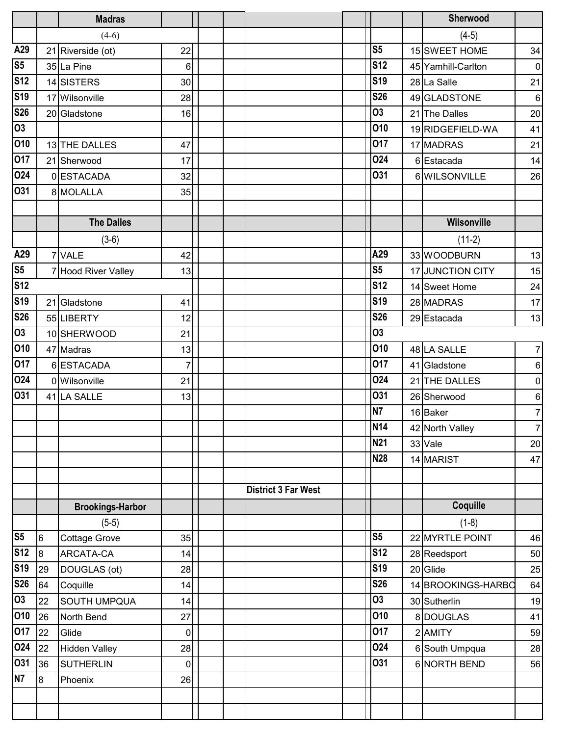### Madras

(4-6)

| Date | Score | Opponent | Opp Score |
|---|---|---|---|
| A29 | 21 | Riverside (ot) | 22 |
| S5 | 35 | La Pine | 6 |
| S12 | 14 | SISTERS | 30 |
| S19 | 17 | Wilsonville | 28 |
| S26 | 20 | Gladstone | 16 |
| O3 | | | |
| O10 | 13 | THE DALLES | 47 |
| O17 | 21 | Sherwood | 17 |
| O24 | 0 | ESTACADA | 32 |
| O31 | 8 | MOLALLA | 35 |

### Sherwood

(4-5)

| Date | Score | Opponent | Opp Score |
|---|---|---|---|
| S5 | 15 | SWEET HOME | 34 |
| S12 | 45 | Yamhill-Carlton | 0 |
| S19 | 28 | La Salle | 21 |
| S26 | 49 | GLADSTONE | 6 |
| O3 | 21 | The Dalles | 20 |
| O10 | 19 | RIDGEFIELD-WA | 41 |
| O17 | 17 | MADRAS | 21 |
| O24 | 6 | Estacada | 14 |
| O31 | 6 | WILSONVILLE | 26 |

### The Dalles

(3-6)

| Date | Score | Opponent | Opp Score |
|---|---|---|---|
| A29 | 7 | VALE | 42 |
| S5 | 7 | Hood River Valley | 13 |
| S12 | | | |
| S19 | 21 | Gladstone | 41 |
| S26 | 55 | LIBERTY | 12 |
| O3 | 10 | SHERWOOD | 21 |
| O10 | 47 | Madras | 13 |
| O17 | 6 | ESTACADA | 7 |
| O24 | 0 | Wilsonville | 21 |
| O31 | 41 | LA SALLE | 13 |

### Wilsonville

(11-2)

| Date | Score | Opponent | Opp Score |
|---|---|---|---|
| A29 | 33 | WOODBURN | 13 |
| S5 | 17 | JUNCTION CITY | 15 |
| S12 | 14 | Sweet Home | 24 |
| S19 | 28 | MADRAS | 17 |
| S26 | 29 | Estacada | 13 |
| O3 | | | |
| O10 | 48 | LA SALLE | 7 |
| O17 | 41 | Gladstone | 6 |
| O24 | 21 | THE DALLES | 0 |
| O31 | 26 | Sherwood | 6 |
| N7 | 16 | Baker | 7 |
| N14 | 42 | North Valley | 7 |
| N21 | 33 | Vale | 20 |
| N28 | 14 | MARIST | 47 |

## District 3 Far West

### Brookings-Harbor

(5-5)

| Date | Score | Opponent | Opp Score |
|---|---|---|---|
| S5 | 6 | Cottage Grove | 35 |
| S12 | 8 | ARCATA-CA | 14 |
| S19 | 29 | DOUGLAS (ot) | 28 |
| S26 | 64 | Coquille | 14 |
| O3 | 22 | SOUTH UMPQUA | 14 |
| O10 | 26 | North Bend | 27 |
| O17 | 22 | Glide | 0 |
| O24 | 22 | Hidden Valley | 28 |
| O31 | 36 | SUTHERLIN | 0 |
| N7 | 8 | Phoenix | 26 |

### Coquille

(1-8)

| Date | Score | Opponent | Opp Score |
|---|---|---|---|
| S5 | 22 | MYRTLE POINT | 46 |
| S12 | 28 | Reedsport | 50 |
| S19 | 20 | Glide | 25 |
| S26 | 14 | BROOKINGS-HARBO | 64 |
| O3 | 30 | Sutherlin | 19 |
| O10 | 8 | DOUGLAS | 41 |
| O17 | 2 | AMITY | 59 |
| O24 | 6 | South Umpqua | 28 |
| O31 | 6 | NORTH BEND | 56 |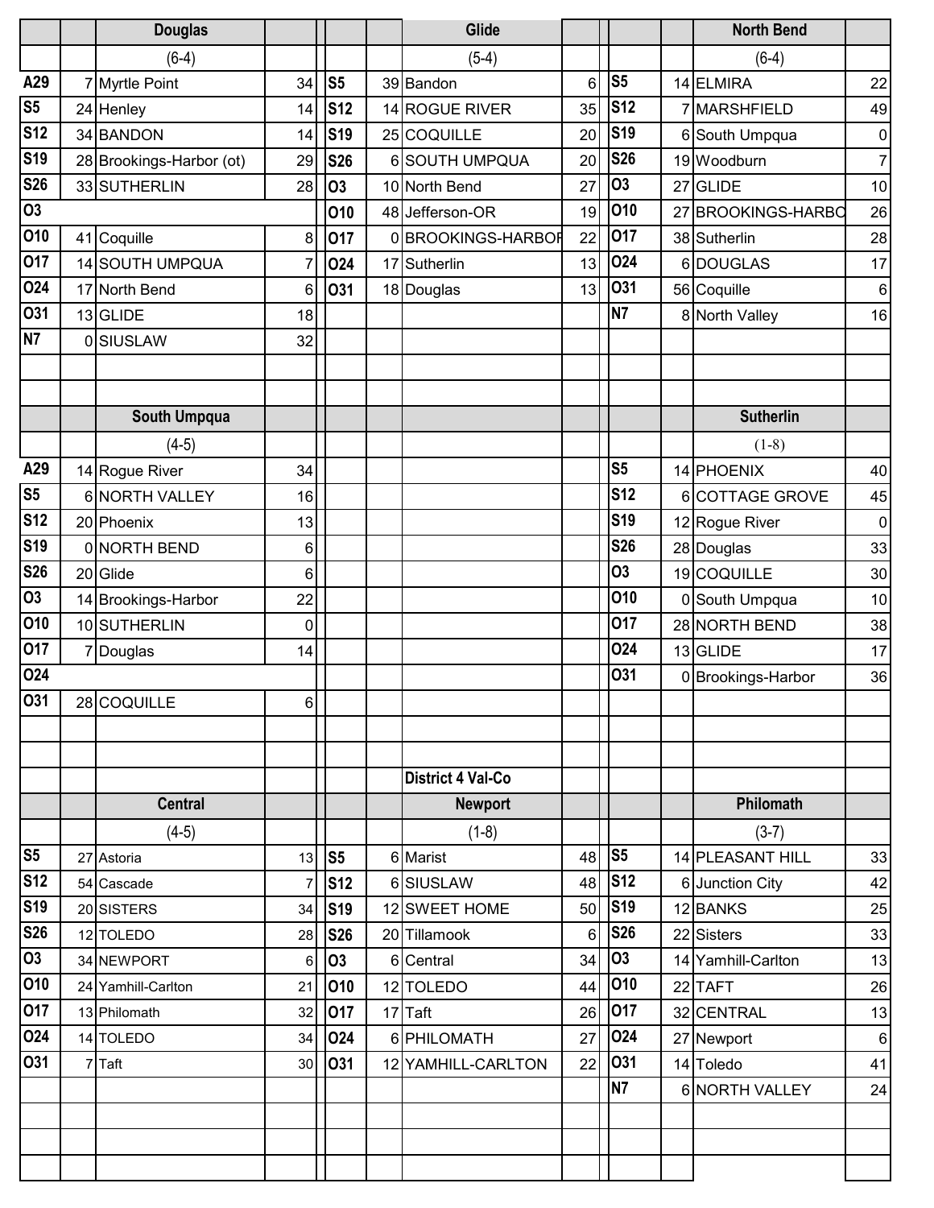### Douglas

(6-4)

| Date | Score | Opponent | Score |
|---|---|---|---|
| A29 | 7 | Myrtle Point | 34 |
| S5 | 24 | Henley | 14 |
| S12 | 34 | BANDON | 14 |
| S19 | 28 | Brookings-Harbor (ot) | 29 |
| S26 | 33 | SUTHERLIN | 28 |
| O3 | | | |
| O10 | 41 | Coquille | 8 |
| O17 | 14 | SOUTH UMPQUA | 7 |
| O24 | 17 | North Bend | 6 |
| O31 | 13 | GLIDE | 18 |
| N7 | 0 | SIUSLAW | 32 |

### Glide

(5-4)

| Date | Score | Opponent | Score |
|---|---|---|---|
| S5 | 39 | Bandon | 6 |
| S12 | 14 | ROGUE RIVER | 35 |
| S19 | 25 | COQUILLE | 20 |
| S26 | 6 | SOUTH UMPQUA | 20 |
| O3 | 10 | North Bend | 27 |
| O10 | 48 | Jefferson-OR | 19 |
| O17 | 0 | BROOKINGS-HARBOR | 22 |
| O24 | 17 | Sutherlin | 13 |
| O31 | 18 | Douglas | 13 |

### North Bend

(6-4)

| Date | Score | Opponent | Score |
|---|---|---|---|
| S5 | 14 | ELMIRA | 22 |
| S12 | 7 | MARSHFIELD | 49 |
| S19 | 6 | South Umpqua | 0 |
| S26 | 19 | Woodburn | 7 |
| O3 | 27 | GLIDE | 10 |
| O10 | 27 | BROOKINGS-HARBOR | 26 |
| O17 | 38 | Sutherlin | 28 |
| O24 | 6 | DOUGLAS | 17 |
| O31 | 56 | Coquille | 6 |
| N7 | 8 | North Valley | 16 |

### South Umpqua

(4-5)

| Date | Score | Opponent | Score |
|---|---|---|---|
| A29 | 14 | Rogue River | 34 |
| S5 | 6 | NORTH VALLEY | 16 |
| S12 | 20 | Phoenix | 13 |
| S19 | 0 | NORTH BEND | 6 |
| S26 | 20 | Glide | 6 |
| O3 | 14 | Brookings-Harbor | 22 |
| O10 | 10 | SUTHERLIN | 0 |
| O17 | 7 | Douglas | 14 |
| O24 | | | |
| O31 | 28 | COQUILLE | 6 |

### Sutherlin

(1-8)

| Date | Score | Opponent | Score |
|---|---|---|---|
| S5 | 14 | PHOENIX | 40 |
| S12 | 6 | COTTAGE GROVE | 45 |
| S19 | 12 | Rogue River | 0 |
| S26 | 28 | Douglas | 33 |
| O3 | 19 | COQUILLE | 30 |
| O10 | 0 | South Umpqua | 10 |
| O17 | 28 | NORTH BEND | 38 |
| O24 | 13 | GLIDE | 17 |
| O31 | 0 | Brookings-Harbor | 36 |

## District 4 Val-Co

### Central

(4-5)

| Date | Score | Opponent | Score |
|---|---|---|---|
| S5 | 27 | Astoria | 13 |
| S12 | 54 | Cascade | 7 |
| S19 | 20 | SISTERS | 34 |
| S26 | 12 | TOLEDO | 28 |
| O3 | 34 | NEWPORT | 6 |
| O10 | 24 | Yamhill-Carlton | 21 |
| O17 | 13 | Philomath | 32 |
| O24 | 14 | TOLEDO | 34 |
| O31 | 7 | Taft | 30 |

### Newport

(1-8)

| Date | Score | Opponent | Score |
|---|---|---|---|
| S5 | 6 | Marist | 48 |
| S12 | 6 | SIUSLAW | 48 |
| S19 | 12 | SWEET HOME | 50 |
| S26 | 20 | Tillamook | 6 |
| O3 | 6 | Central | 34 |
| O10 | 12 | TOLEDO | 44 |
| O17 | 17 | Taft | 26 |
| O24 | 6 | PHILOMATH | 27 |
| O31 | 12 | YAMHILL-CARLTON | 22 |

### Philomath

(3-7)

| Date | Score | Opponent | Score |
|---|---|---|---|
| S5 | 14 | PLEASANT HILL | 33 |
| S12 | 6 | Junction City | 42 |
| S19 | 12 | BANKS | 25 |
| S26 | 22 | Sisters | 33 |
| O3 | 14 | Yamhill-Carlton | 13 |
| O10 | 22 | TAFT | 26 |
| O17 | 32 | CENTRAL | 13 |
| O24 | 27 | Newport | 6 |
| O31 | 14 | Toledo | 41 |
| N7 | 6 | NORTH VALLEY | 24 |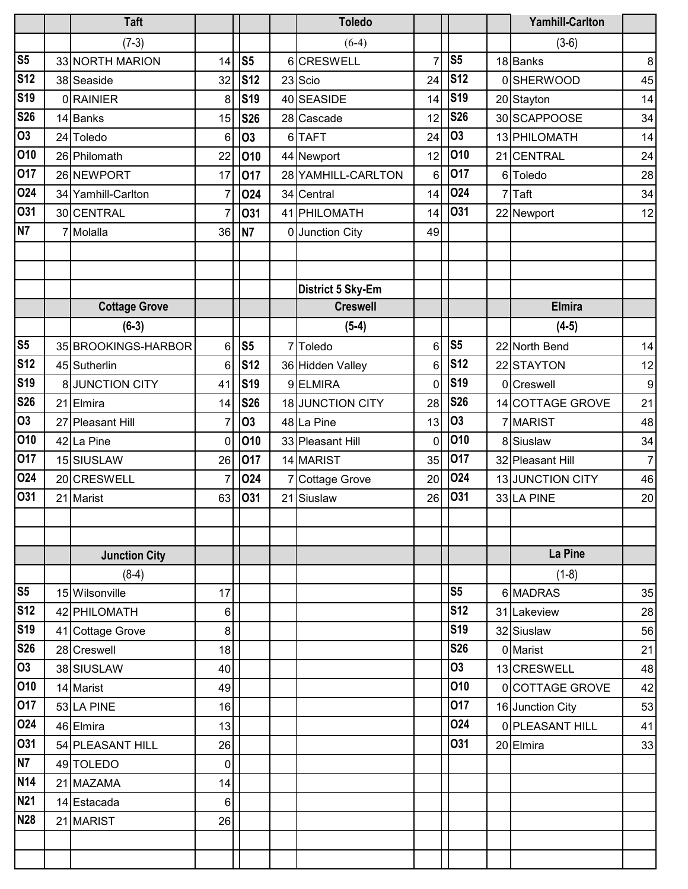## Taft

(7-3)

| Date | Score | Opponent | Opp |
|---|---|---|---|
| S5 | 33 | NORTH MARION | 14 |
| S12 | 38 | Seaside | 32 |
| S19 | 0 | RAINIER | 8 |
| S26 | 14 | Banks | 15 |
| O3 | 24 | Toledo | 6 |
| O10 | 26 | Philomath | 22 |
| O17 | 26 | NEWPORT | 17 |
| O24 | 34 | Yamhill-Carlton | 7 |
| O31 | 30 | CENTRAL | 7 |
| N7 | 7 | Molalla | 36 |

## Toledo

(6-4)

| Date | Score | Opponent | Opp |
|---|---|---|---|
| S5 | 6 | CRESWELL | 7 |
| S12 | 23 | Scio | 24 |
| S19 | 40 | SEASIDE | 14 |
| S26 | 28 | Cascade | 12 |
| O3 | 6 | TAFT | 24 |
| O10 | 44 | Newport | 12 |
| O17 | 28 | YAMHILL-CARLTON | 6 |
| O24 | 34 | Central | 14 |
| O31 | 41 | PHILOMATH | 14 |
| N7 | 0 | Junction City | 49 |

## Yamhill-Carlton

(3-6)

| Date | Score | Opponent | Opp |
|---|---|---|---|
| S5 | 18 | Banks | 8 |
| S12 | 0 | SHERWOOD | 45 |
| S19 | 20 | Stayton | 14 |
| S26 | 30 | SCAPPOOSE | 34 |
| O3 | 13 | PHILOMATH | 14 |
| O10 | 21 | CENTRAL | 24 |
| O17 | 6 | Toledo | 28 |
| O24 | 7 | Taft | 34 |
| O31 | 22 | Newport | 12 |

# District 5 Sky-Em

## Cottage Grove

(6-3)

| Date | Score | Opponent | Opp |
|---|---|---|---|
| S5 | 35 | BROOKINGS-HARBOR | 6 |
| S12 | 45 | Sutherlin | 6 |
| S19 | 8 | JUNCTION CITY | 41 |
| S26 | 21 | Elmira | 14 |
| O3 | 27 | Pleasant Hill | 7 |
| O10 | 42 | La Pine | 0 |
| O17 | 15 | SIUSLAW | 26 |
| O24 | 20 | CRESWELL | 7 |
| O31 | 21 | Marist | 63 |

## Creswell

(5-4)

| Date | Score | Opponent | Opp |
|---|---|---|---|
| S5 | 7 | Toledo | 6 |
| S12 | 36 | Hidden Valley | 6 |
| S19 | 9 | ELMIRA | 0 |
| S26 | 18 | JUNCTION CITY | 28 |
| O3 | 48 | La Pine | 13 |
| O10 | 33 | Pleasant Hill | 0 |
| O17 | 14 | MARIST | 35 |
| O24 | 7 | Cottage Grove | 20 |
| O31 | 21 | Siuslaw | 26 |

## Elmira

(4-5)

| Date | Score | Opponent | Opp |
|---|---|---|---|
| S5 | 22 | North Bend | 14 |
| S12 | 22 | STAYTON | 12 |
| S19 | 0 | Creswell | 9 |
| S26 | 14 | COTTAGE GROVE | 21 |
| O3 | 7 | MARIST | 48 |
| O10 | 8 | Siuslaw | 34 |
| O17 | 32 | Pleasant Hill | 7 |
| O24 | 13 | JUNCTION CITY | 46 |
| O31 | 33 | LA PINE | 20 |

## Junction City

(8-4)

| Date | Score | Opponent | Opp |
|---|---|---|---|
| S5 | 15 | Wilsonville | 17 |
| S12 | 42 | PHILOMATH | 6 |
| S19 | 41 | Cottage Grove | 8 |
| S26 | 28 | Creswell | 18 |
| O3 | 38 | SIUSLAW | 40 |
| O10 | 14 | Marist | 49 |
| O17 | 53 | LA PINE | 16 |
| O24 | 46 | Elmira | 13 |
| O31 | 54 | PLEASANT HILL | 26 |
| N7 | 49 | TOLEDO | 0 |
| N14 | 21 | MAZAMA | 14 |
| N21 | 14 | Estacada | 6 |
| N28 | 21 | MARIST | 26 |

## La Pine

(1-8)

| Date | Score | Opponent | Opp |
|---|---|---|---|
| S5 | 6 | MADRAS | 35 |
| S12 | 31 | Lakeview | 28 |
| S19 | 32 | Siuslaw | 56 |
| S26 | 0 | Marist | 21 |
| O3 | 13 | CRESWELL | 48 |
| O10 | 0 | COTTAGE GROVE | 42 |
| O17 | 16 | Junction City | 53 |
| O24 | 0 | PLEASANT HILL | 41 |
| O31 | 20 | Elmira | 33 |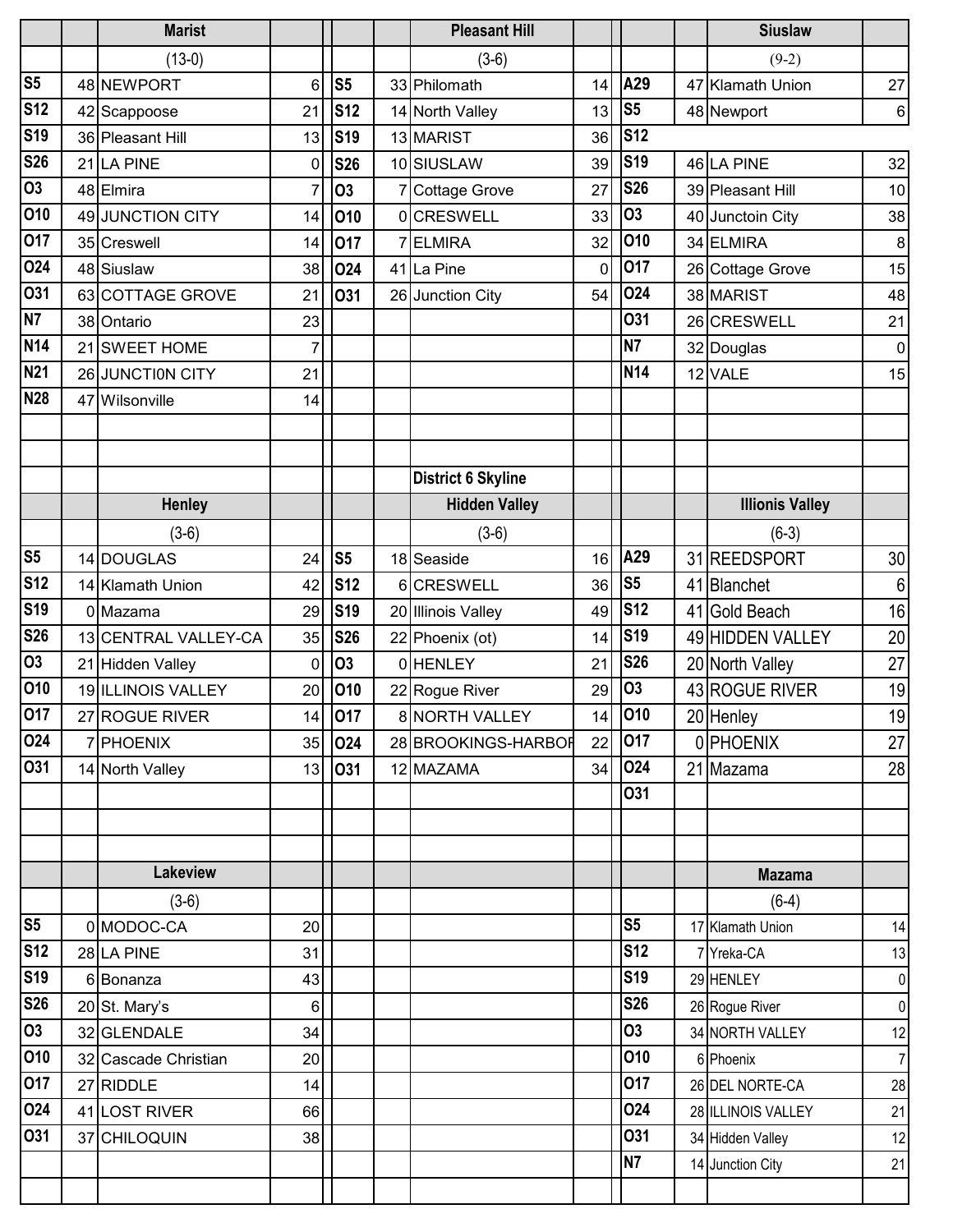### Marist

(13-0)

| Date | Score | Opponent | Opp |
|---|---|---|---|
| S5 | 48 | NEWPORT | 6 |
| S12 | 42 | Scappoose | 21 |
| S19 | 36 | Pleasant Hill | 13 |
| S26 | 21 | LA PINE | 0 |
| O3 | 48 | Elmira | 7 |
| O10 | 49 | JUNCTION CITY | 14 |
| O17 | 35 | Creswell | 14 |
| O24 | 48 | Siuslaw | 38 |
| O31 | 63 | COTTAGE GROVE | 21 |
| N7 | 38 | Ontario | 23 |
| N14 | 21 | SWEET HOME | 7 |
| N21 | 26 | JUNCTI0N CITY | 21 |
| N28 | 47 | Wilsonville | 14 |

### Pleasant Hill

(3-6)

| Date | Score | Opponent | Opp |
|---|---|---|---|
| S5 | 33 | Philomath | 14 |
| S12 | 14 | North Valley | 13 |
| S19 | 13 | MARIST | 36 |
| S26 | 10 | SIUSLAW | 39 |
| O3 | 7 | Cottage Grove | 27 |
| O10 | 0 | CRESWELL | 33 |
| O17 | 7 | ELMIRA | 32 |
| O24 | 41 | La Pine | 0 |
| O31 | 26 | Junction City | 54 |

### Siuslaw

(9-2)

| Date | Score | Opponent | Opp |
|---|---|---|---|
| A29 | 47 | Klamath Union | 27 |
| S5 | 48 | Newport | 6 |
| S12 | | | |
| S19 | 46 | LA PINE | 32 |
| S26 | 39 | Pleasant Hill | 10 |
| O3 | 40 | Junctoin City | 38 |
| O10 | 34 | ELMIRA | 8 |
| O17 | 26 | Cottage Grove | 15 |
| O24 | 38 | MARIST | 48 |
| O31 | 26 | CRESWELL | 21 |
| N7 | 32 | Douglas | 0 |
| N14 | 12 | VALE | 15 |

## District 6 Skyline

### Henley

(3-6)

| Date | Score | Opponent | Opp |
|---|---|---|---|
| S5 | 14 | DOUGLAS | 24 |
| S12 | 14 | Klamath Union | 42 |
| S19 | 0 | Mazama | 29 |
| S26 | 13 | CENTRAL VALLEY-CA | 35 |
| O3 | 21 | Hidden Valley | 0 |
| O10 | 19 | ILLINOIS VALLEY | 20 |
| O17 | 27 | ROGUE RIVER | 14 |
| O24 | 7 | PHOENIX | 35 |
| O31 | 14 | North Valley | 13 |

### Hidden Valley

(3-6)

| Date | Score | Opponent | Opp |
|---|---|---|---|
| S5 | 18 | Seaside | 16 |
| S12 | 6 | CRESWELL | 36 |
| S19 | 20 | Illinois Valley | 49 |
| S26 | 22 | Phoenix (ot) | 14 |
| O3 | 0 | HENLEY | 21 |
| O10 | 22 | Rogue River | 29 |
| O17 | 8 | NORTH VALLEY | 14 |
| O24 | 28 | BROOKINGS-HARBOR | 22 |
| O31 | 12 | MAZAMA | 34 |

### Illinois Valley

(6-3)

| Date | Score | Opponent | Opp |
|---|---|---|---|
| A29 | 31 | REEDSPORT | 30 |
| S5 | 41 | Blanchet | 6 |
| S12 | 41 | Gold Beach | 16 |
| S19 | 49 | HIDDEN VALLEY | 20 |
| S26 | 20 | North Valley | 27 |
| O3 | 43 | ROGUE RIVER | 19 |
| O10 | 20 | Henley | 19 |
| O17 | 0 | PHOENIX | 27 |
| O24 | 21 | Mazama | 28 |
| O31 | | | |

### Lakeview

(3-6)

| Date | Score | Opponent | Opp |
|---|---|---|---|
| S5 | 0 | MODOC-CA | 20 |
| S12 | 28 | LA PINE | 31 |
| S19 | 6 | Bonanza | 43 |
| S26 | 20 | St. Mary's | 6 |
| O3 | 32 | GLENDALE | 34 |
| O10 | 32 | Cascade Christian | 20 |
| O17 | 27 | RIDDLE | 14 |
| O24 | 41 | LOST RIVER | 66 |
| O31 | 37 | CHILOQUIN | 38 |

### Mazama

(6-4)

| Date | Score | Opponent | Opp |
|---|---|---|---|
| S5 | 17 | Klamath Union | 14 |
| S12 | 7 | Yreka-CA | 13 |
| S19 | 29 | HENLEY | 0 |
| S26 | 26 | Rogue River | 0 |
| O3 | 34 | NORTH VALLEY | 12 |
| O10 | 6 | Phoenix | 7 |
| O17 | 26 | DEL NORTE-CA | 28 |
| O24 | 28 | ILLINOIS VALLEY | 21 |
| O31 | 34 | Hidden Valley | 12 |
| N7 | 14 | Junction City | 21 |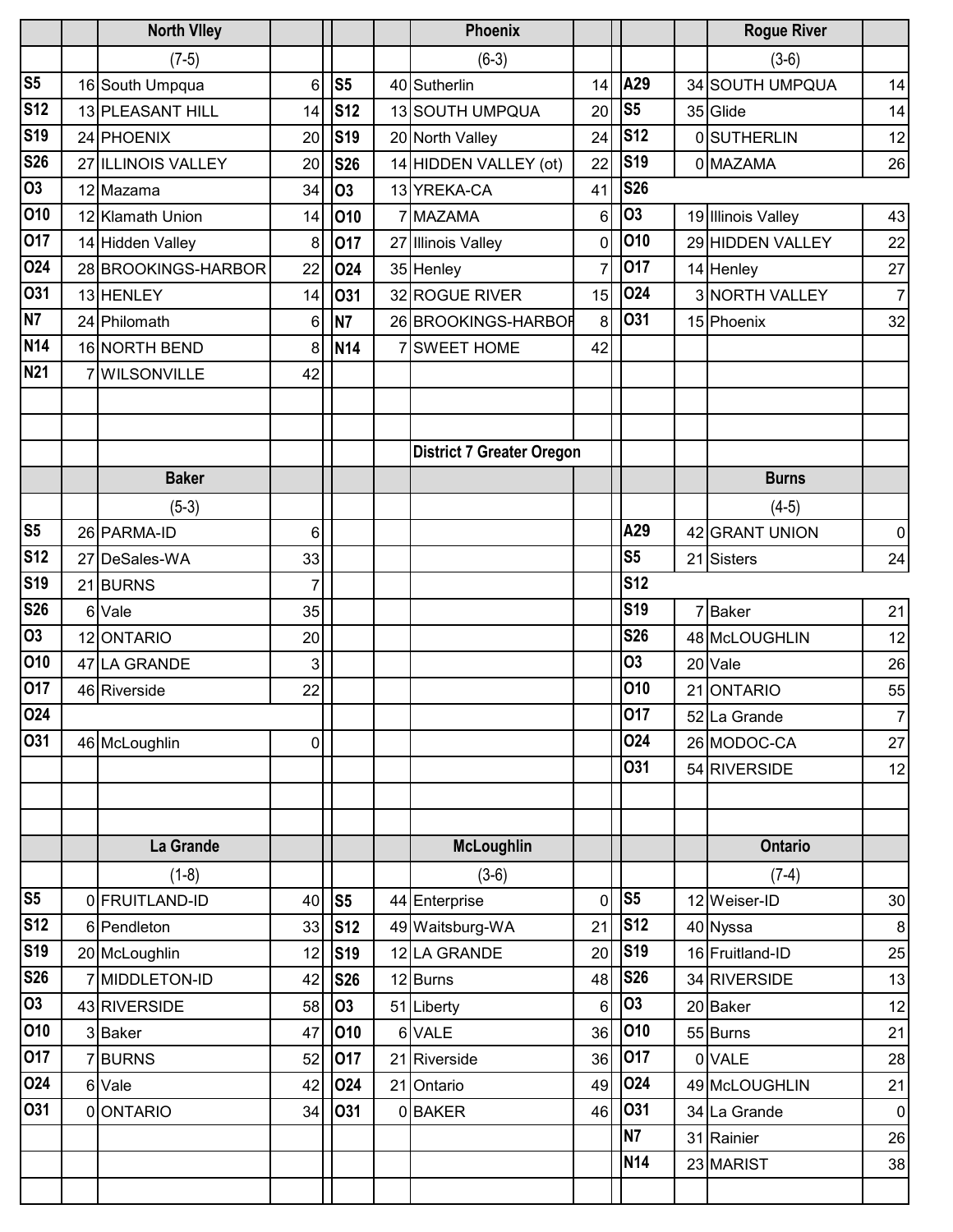## District 7 Greater Oregon

### North Vlley (7-5)

| Date | Score | Opponent | Opp |
|---|---|---|---|
| S5 | 16 | South Umpqua | 6 |
| S12 | 13 | PLEASANT HILL | 14 |
| S19 | 24 | PHOENIX | 20 |
| S26 | 27 | ILLINOIS VALLEY | 20 |
| O3 | 12 | Mazama | 34 |
| O10 | 12 | Klamath Union | 14 |
| O17 | 14 | Hidden Valley | 8 |
| O24 | 28 | BROOKINGS-HARBOR | 22 |
| O31 | 13 | HENLEY | 14 |
| N7 | 24 | Philomath | 6 |
| N14 | 16 | NORTH BEND | 8 |
| N21 | 7 | WILSONVILLE | 42 |

### Phoenix (6-3)

| Date | Score | Opponent | Opp |
|---|---|---|---|
| S5 | 40 | Sutherlin | 14 |
| S12 | 13 | SOUTH UMPQUA | 20 |
| S19 | 20 | North Valley | 24 |
| S26 | 14 | HIDDEN VALLEY (ot) | 22 |
| O3 | 13 | YREKA-CA | 41 |
| O10 | 7 | MAZAMA | 6 |
| O17 | 27 | Illinois Valley | 0 |
| O24 | 35 | Henley | 7 |
| O31 | 32 | ROGUE RIVER | 15 |
| N7 | 26 | BROOKINGS-HARBOR | 8 |
| N14 | 7 | SWEET HOME | 42 |

### Rogue River (3-6)

| Date | Score | Opponent | Opp |
|---|---|---|---|
| A29 | 34 | SOUTH UMPQUA | 14 |
| S5 | 35 | Glide | 14 |
| S12 | 0 | SUTHERLIN | 12 |
| S19 | 0 | MAZAMA | 26 |
| S26 | | | |
| O3 | 19 | Illinois Valley | 43 |
| O10 | 29 | HIDDEN VALLEY | 22 |
| O17 | 14 | Henley | 27 |
| O24 | 3 | NORTH VALLEY | 7 |
| O31 | 15 | Phoenix | 32 |

### Baker (5-3)

| Date | Score | Opponent | Opp |
|---|---|---|---|
| S5 | 26 | PARMA-ID | 6 |
| S12 | 27 | DeSales-WA | 33 |
| S19 | 21 | BURNS | 7 |
| S26 | 6 | Vale | 35 |
| O3 | 12 | ONTARIO | 20 |
| O10 | 47 | LA GRANDE | 3 |
| O17 | 46 | Riverside | 22 |
| O24 | | | |
| O31 | 46 | McLoughlin | 0 |

### Burns (4-5)

| Date | Score | Opponent | Opp |
|---|---|---|---|
| A29 | 42 | GRANT UNION | 0 |
| S5 | 21 | Sisters | 24 |
| S12 | | | |
| S19 | 7 | Baker | 21 |
| S26 | 48 | McLOUGHLIN | 12 |
| O3 | 20 | Vale | 26 |
| O10 | 21 | ONTARIO | 55 |
| O17 | 52 | La Grande | 7 |
| O24 | 26 | MODOC-CA | 27 |
| O31 | 54 | RIVERSIDE | 12 |

### La Grande (1-8)

| Date | Score | Opponent | Opp |
|---|---|---|---|
| S5 | 0 | FRUITLAND-ID | 40 |
| S12 | 6 | Pendleton | 33 |
| S19 | 20 | McLoughlin | 12 |
| S26 | 7 | MIDDLETON-ID | 42 |
| O3 | 43 | RIVERSIDE | 58 |
| O10 | 3 | Baker | 47 |
| O17 | 7 | BURNS | 52 |
| O24 | 6 | Vale | 42 |
| O31 | 0 | ONTARIO | 34 |

### McLoughlin (3-6)

| Date | Score | Opponent | Opp |
|---|---|---|---|
| S5 | 44 | Enterprise | 0 |
| S12 | 49 | Waitsburg-WA | 21 |
| S19 | 12 | LA GRANDE | 20 |
| S26 | 12 | Burns | 48 |
| O3 | 51 | Liberty | 6 |
| O10 | 6 | VALE | 36 |
| O17 | 21 | Riverside | 36 |
| O24 | 21 | Ontario | 49 |
| O31 | 0 | BAKER | 46 |

### Ontario (7-4)

| Date | Score | Opponent | Opp |
|---|---|---|---|
| S5 | 12 | Weiser-ID | 30 |
| S12 | 40 | Nyssa | 8 |
| S19 | 16 | Fruitland-ID | 25 |
| S26 | 34 | RIVERSIDE | 13 |
| O3 | 20 | Baker | 12 |
| O10 | 55 | Burns | 21 |
| O17 | 0 | VALE | 28 |
| O24 | 49 | McLOUGHLIN | 21 |
| O31 | 34 | La Grande | 0 |
| N7 | 31 | Rainier | 26 |
| N14 | 23 | MARIST | 38 |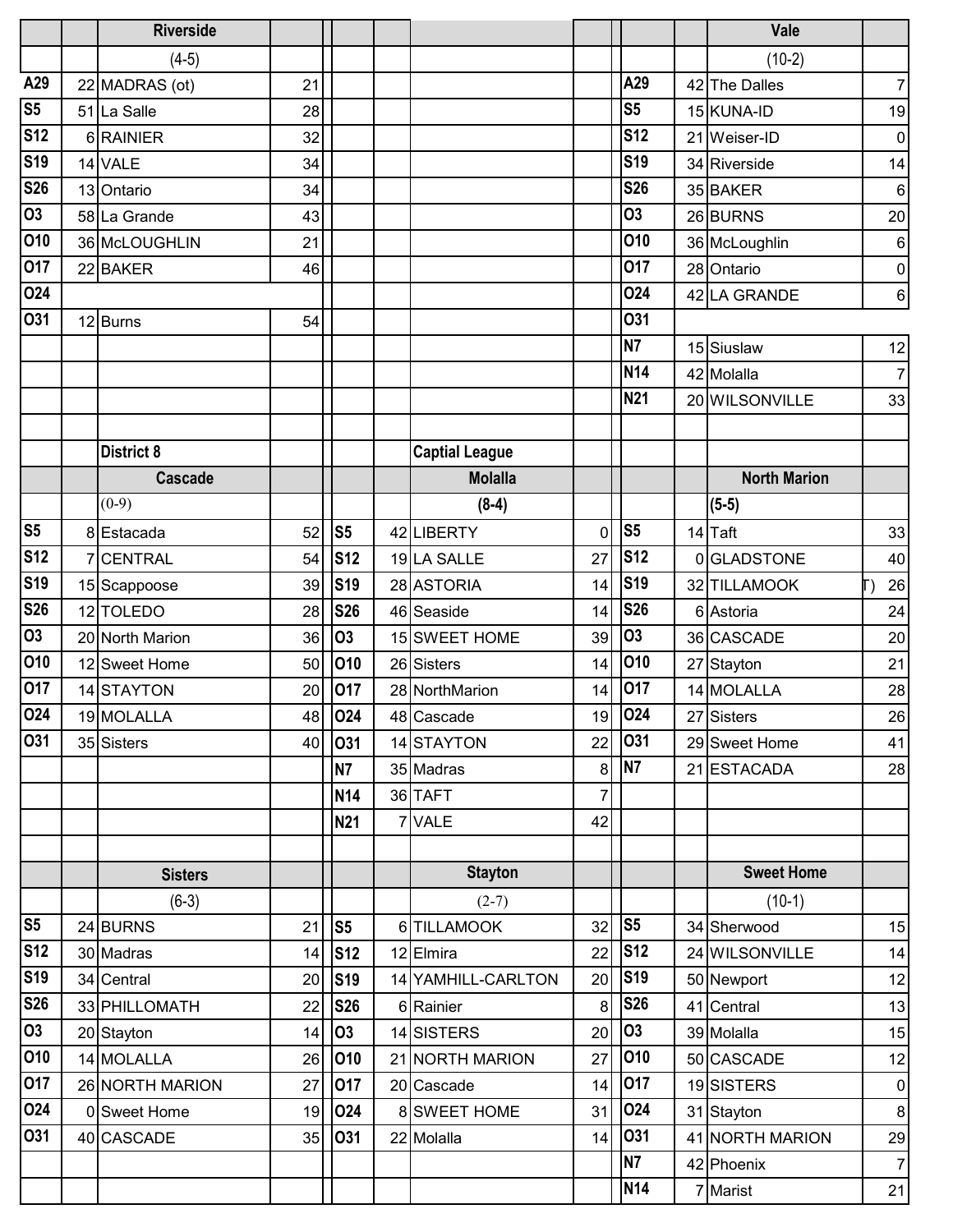### Riverside

(4-5)

| Date | Score | Opponent | Score |
|---|---|---|---|
| A29 | 22 | MADRAS (ot) | 21 |
| S5 | 51 | La Salle | 28 |
| S12 | 6 | RAINIER | 32 |
| S19 | 14 | VALE | 34 |
| S26 | 13 | Ontario | 34 |
| O3 | 58 | La Grande | 43 |
| O10 | 36 | McLOUGHLIN | 21 |
| O17 | 22 | BAKER | 46 |
| O24 | | | |
| O31 | 12 | Burns | 54 |

### Vale

(10-2)

| Date | Score | Opponent | Score |
|---|---|---|---|
| A29 | 42 | The Dalles | 7 |
| S5 | 15 | KUNA-ID | 19 |
| S12 | 21 | Weiser-ID | 0 |
| S19 | 34 | Riverside | 14 |
| S26 | 35 | BAKER | 6 |
| O3 | 26 | BURNS | 20 |
| O10 | 36 | McLoughlin | 6 |
| O17 | 28 | Ontario | 0 |
| O24 | 42 | LA GRANDE | 6 |
| O31 | | | |
| N7 | 15 | Siuslaw | 12 |
| N14 | 42 | Molalla | 7 |
| N21 | 20 | WILSONVILLE | 33 |

## District 8

## Captial League

### Cascade

(0-9)

| Date | Score | Opponent | Score |
|---|---|---|---|
| S5 | 8 | Estacada | 52 |
| S12 | 7 | CENTRAL | 54 |
| S19 | 15 | Scappoose | 39 |
| S26 | 12 | TOLEDO | 28 |
| O3 | 20 | North Marion | 36 |
| O10 | 12 | Sweet Home | 50 |
| O17 | 14 | STAYTON | 20 |
| O24 | 19 | MOLALLA | 48 |
| O31 | 35 | Sisters | 40 |

### Molalla

(8-4)

| Date | Score | Opponent | Score |
|---|---|---|---|
| S5 | 42 | LIBERTY | 0 |
| S12 | 19 | LA SALLE | 27 |
| S19 | 28 | ASTORIA | 14 |
| S26 | 46 | Seaside | 14 |
| O3 | 15 | SWEET HOME | 39 |
| O10 | 26 | Sisters | 14 |
| O17 | 28 | NorthMarion | 14 |
| O24 | 48 | Cascade | 19 |
| O31 | 14 | STAYTON | 22 |
| N7 | 35 | Madras | 8 |
| N14 | 36 | TAFT | 7 |
| N21 | 7 | VALE | 42 |

### North Marion

(5-5)

| Date | Score | Opponent | Score |
|---|---|---|---|
| S5 | 14 | Taft | 33 |
| S12 | 0 | GLADSTONE | 40 |
| S19 | 32 | TILLAMOOK (OT) | 26 |
| S26 | 6 | Astoria | 24 |
| O3 | 36 | CASCADE | 20 |
| O10 | 27 | Stayton | 21 |
| O17 | 14 | MOLALLA | 28 |
| O24 | 27 | Sisters | 26 |
| O31 | 29 | Sweet Home | 41 |
| N7 | 21 | ESTACADA | 28 |

### Sisters

(6-3)

| Date | Score | Opponent | Score |
|---|---|---|---|
| S5 | 24 | BURNS | 21 |
| S12 | 30 | Madras | 14 |
| S19 | 34 | Central | 20 |
| S26 | 33 | PHILLOMATH | 22 |
| O3 | 20 | Stayton | 14 |
| O10 | 14 | MOLALLA | 26 |
| O17 | 26 | NORTH MARION | 27 |
| O24 | 0 | Sweet Home | 19 |
| O31 | 40 | CASCADE | 35 |

### Stayton

(2-7)

| Date | Score | Opponent | Score |
|---|---|---|---|
| S5 | 6 | TILLAMOOK | 32 |
| S12 | 12 | Elmira | 22 |
| S19 | 14 | YAMHILL-CARLTON | 20 |
| S26 | 6 | Rainier | 8 |
| O3 | 14 | SISTERS | 20 |
| O10 | 21 | NORTH MARION | 27 |
| O17 | 20 | Cascade | 14 |
| O24 | 8 | SWEET HOME | 31 |
| O31 | 22 | Molalla | 14 |

### Sweet Home

(10-1)

| Date | Score | Opponent | Score |
|---|---|---|---|
| S5 | 34 | Sherwood | 15 |
| S12 | 24 | WILSONVILLE | 14 |
| S19 | 50 | Newport | 12 |
| S26 | 41 | Central | 13 |
| O3 | 39 | Molalla | 15 |
| O10 | 50 | CASCADE | 12 |
| O17 | 19 | SISTERS | 0 |
| O24 | 31 | Stayton | 8 |
| O31 | 41 | NORTH MARION | 29 |
| N7 | 42 | Phoenix | 7 |
| N14 | 7 | Marist | 21 |